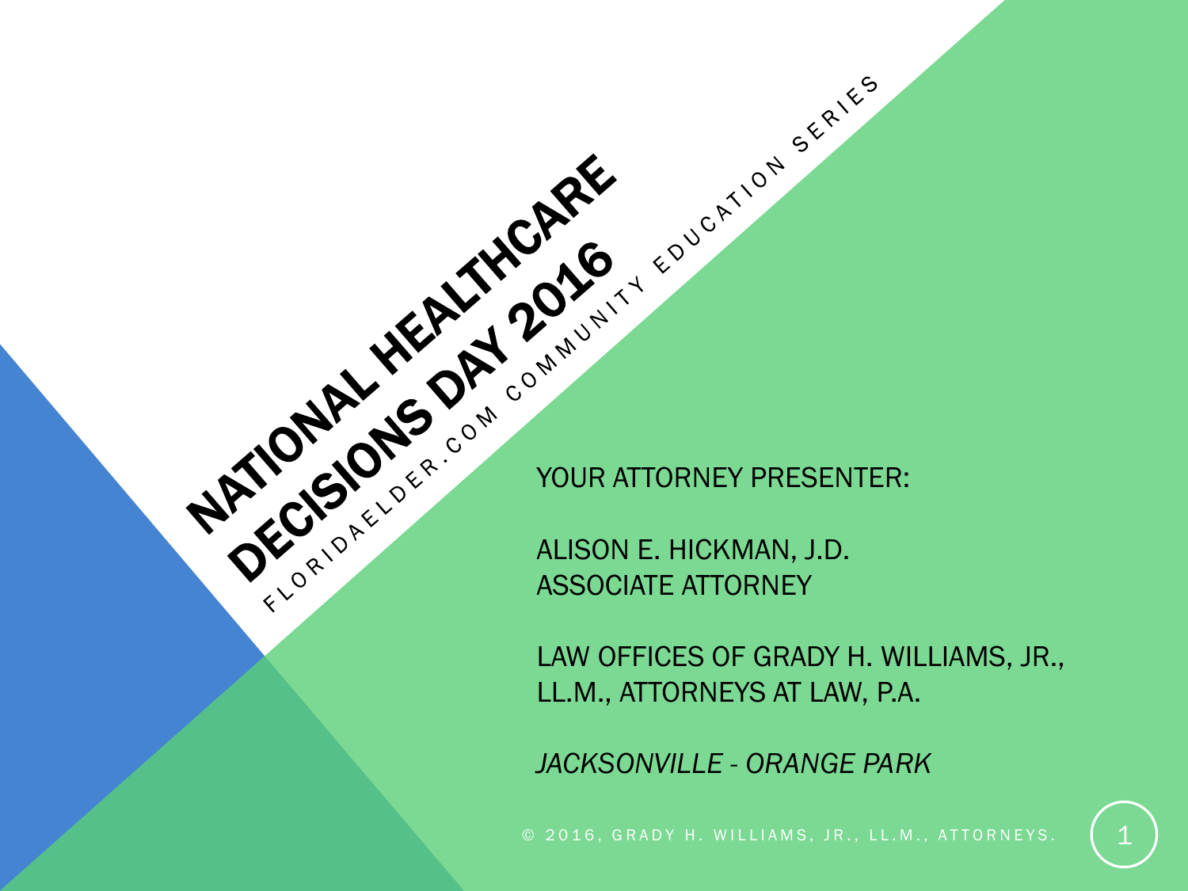# NATIONAL HEALTHCARE DECISIONS DAY 2016

FLORIDAELDER.COM COMMUNITY EDUCATION SERIES

YOUR ATTORNEY PRESENTER:

ALISON E. HICKMAN, J.D.
ASSOCIATE ATTORNEY

LAW OFFICES OF GRADY H. WILLIAMS, JR., LL.M., ATTORNEYS AT LAW, P.A.

*JACKSONVILLE - ORANGE PARK*

© 2016, GRADY H. WILLIAMS, JR., LL.M., ATTORNEYS.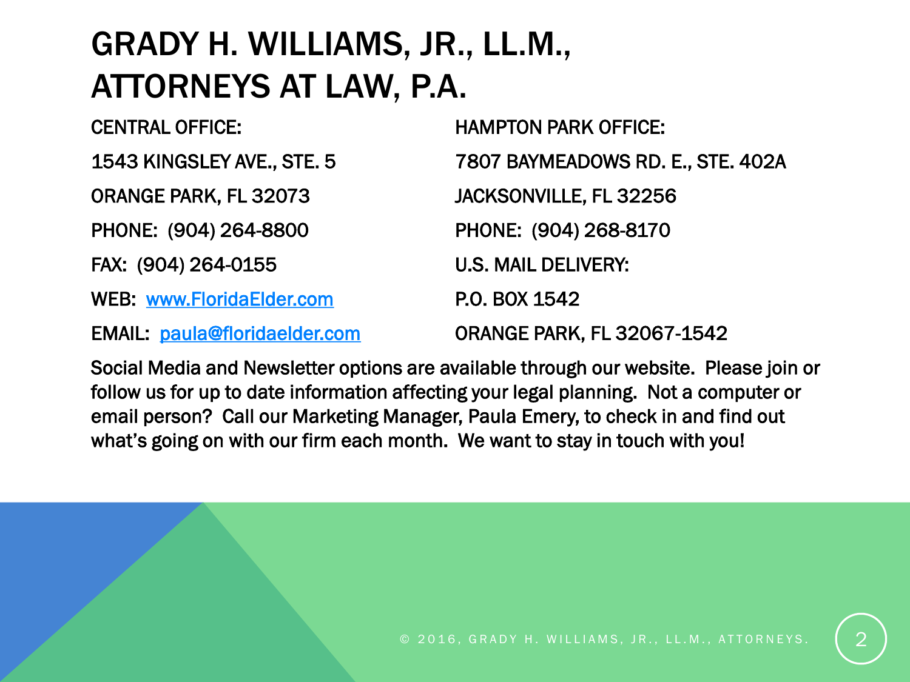# GRADY H. WILLIAMS, JR., LL.M., ATTORNEYS AT LAW, P.A.

CENTRAL OFFICE:

1543 KINGSLEY AVE., STE. 5

ORANGE PARK, FL 32073

PHONE: (904) 264-8800

FAX: (904) 264-0155

WEB: www.FloridaElder.com

EMAIL: paula@floridaelder.com

HAMPTON PARK OFFICE:

7807 BAYMEADOWS RD. E., STE. 402A

JACKSONVILLE, FL 32256

PHONE: (904) 268-8170

U.S. MAIL DELIVERY:

P.O. BOX 1542

ORANGE PARK, FL 32067-1542

Social Media and Newsletter options are available through our website. Please join or follow us for up to date information affecting your legal planning. Not a computer or email person? Call our Marketing Manager, Paula Emery, to check in and find out what's going on with our firm each month. We want to stay in touch with you!

© 2016, GRADY H. WILLIAMS, JR., LL.M., ATTORNEYS.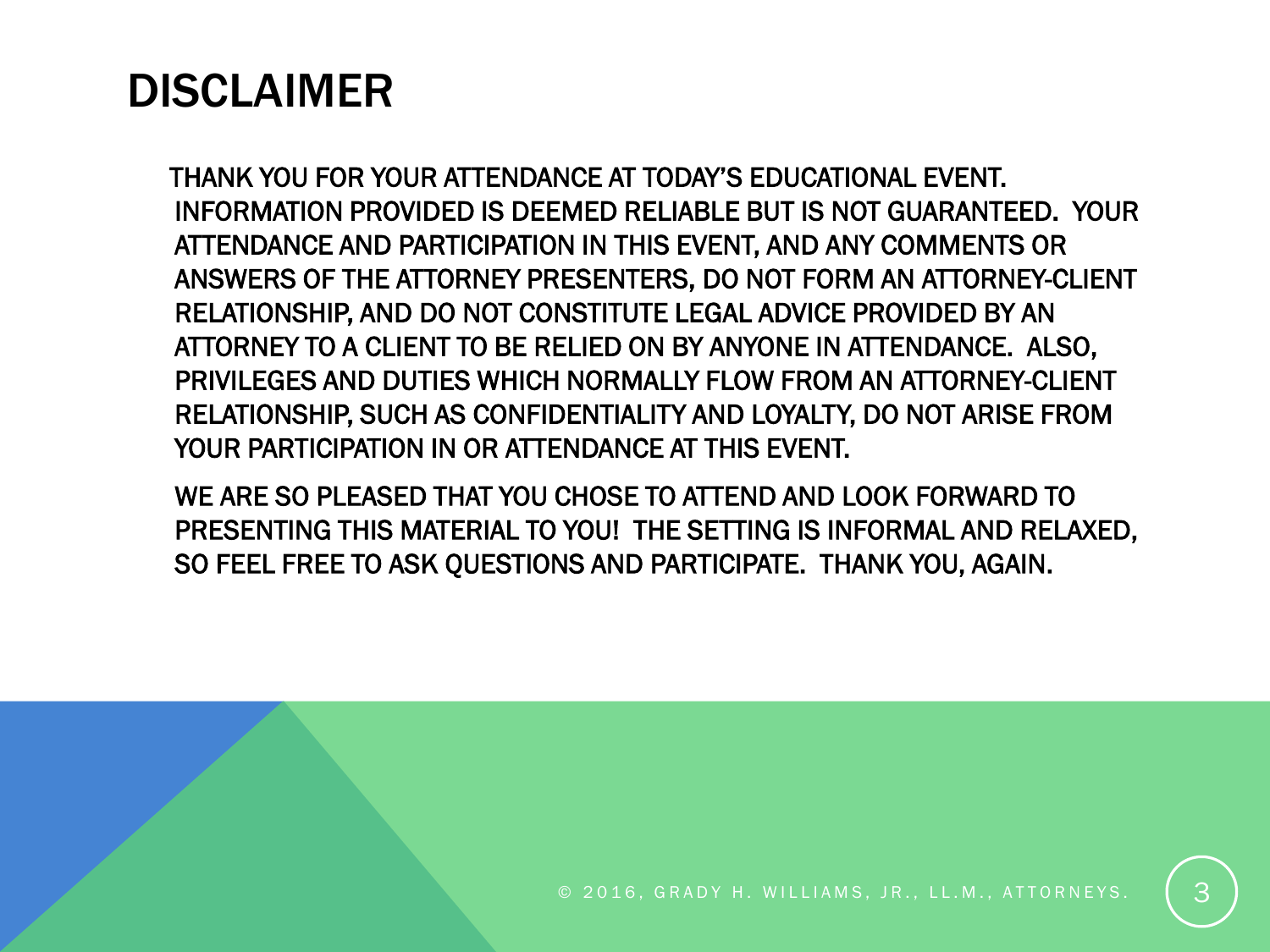# DISCLAIMER

THANK YOU FOR YOUR ATTENDANCE AT TODAY'S EDUCATIONAL EVENT. INFORMATION PROVIDED IS DEEMED RELIABLE BUT IS NOT GUARANTEED. YOUR ATTENDANCE AND PARTICIPATION IN THIS EVENT, AND ANY COMMENTS OR ANSWERS OF THE ATTORNEY PRESENTERS, DO NOT FORM AN ATTORNEY-CLIENT RELATIONSHIP, AND DO NOT CONSTITUTE LEGAL ADVICE PROVIDED BY AN ATTORNEY TO A CLIENT TO BE RELIED ON BY ANYONE IN ATTENDANCE. ALSO, PRIVILEGES AND DUTIES WHICH NORMALLY FLOW FROM AN ATTORNEY-CLIENT RELATIONSHIP, SUCH AS CONFIDENTIALITY AND LOYALTY, DO NOT ARISE FROM YOUR PARTICIPATION IN OR ATTENDANCE AT THIS EVENT.

WE ARE SO PLEASED THAT YOU CHOSE TO ATTEND AND LOOK FORWARD TO PRESENTING THIS MATERIAL TO YOU! THE SETTING IS INFORMAL AND RELAXED, SO FEEL FREE TO ASK QUESTIONS AND PARTICIPATE. THANK YOU, AGAIN.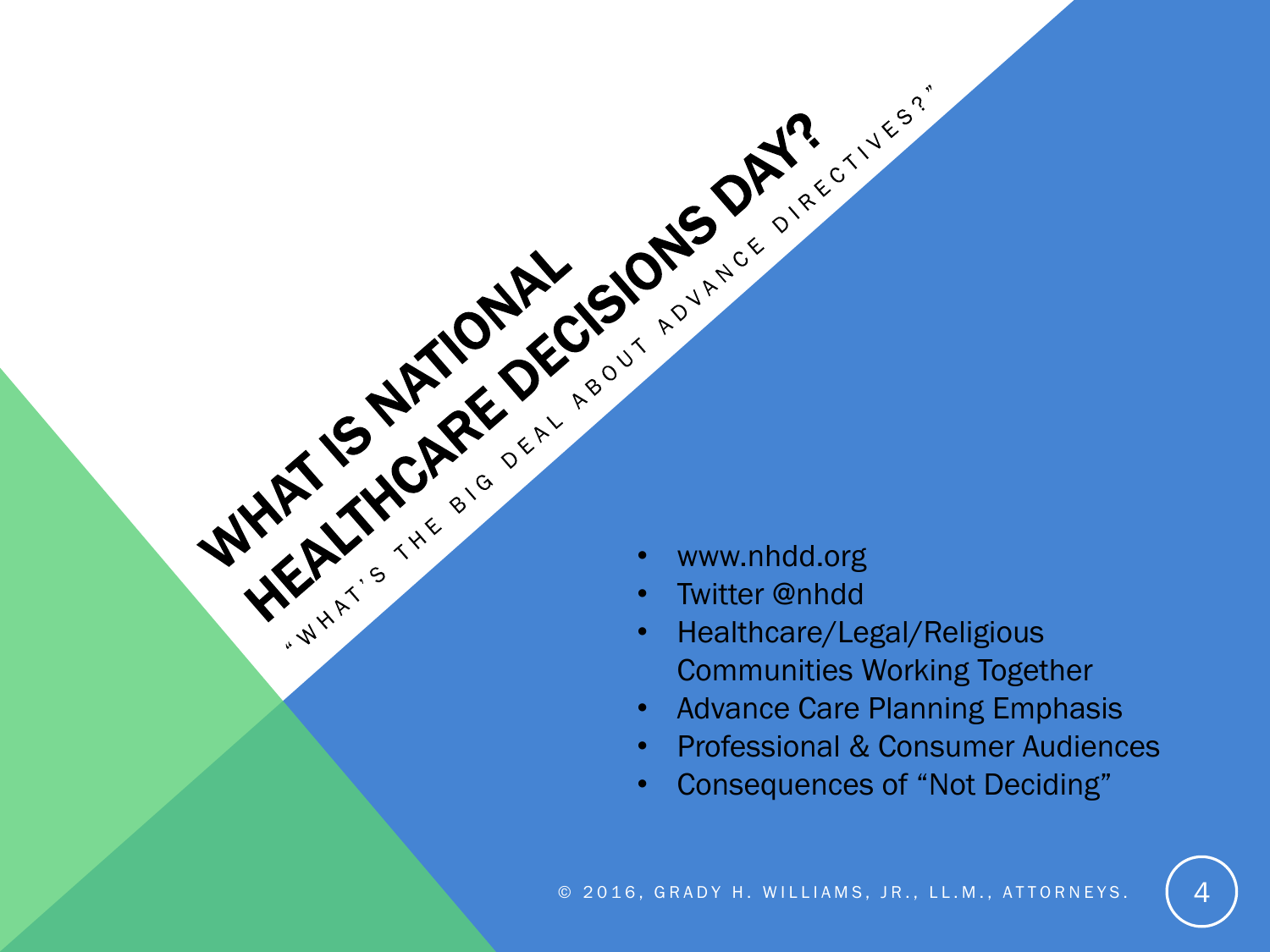# WHAT IS NATIONAL HEALTHCARE DECISIONS DAY?

"WHAT'S THE BIG DEAL ABOUT ADVANCE DIRECTIVES?"

- www.nhdd.org
- Twitter @nhdd
- Healthcare/Legal/Religious Communities Working Together
- Advance Care Planning Emphasis
- Professional & Consumer Audiences
- Consequences of "Not Deciding"

© 2016, GRADY H. WILLIAMS, JR., LL.M., ATTORNEYS.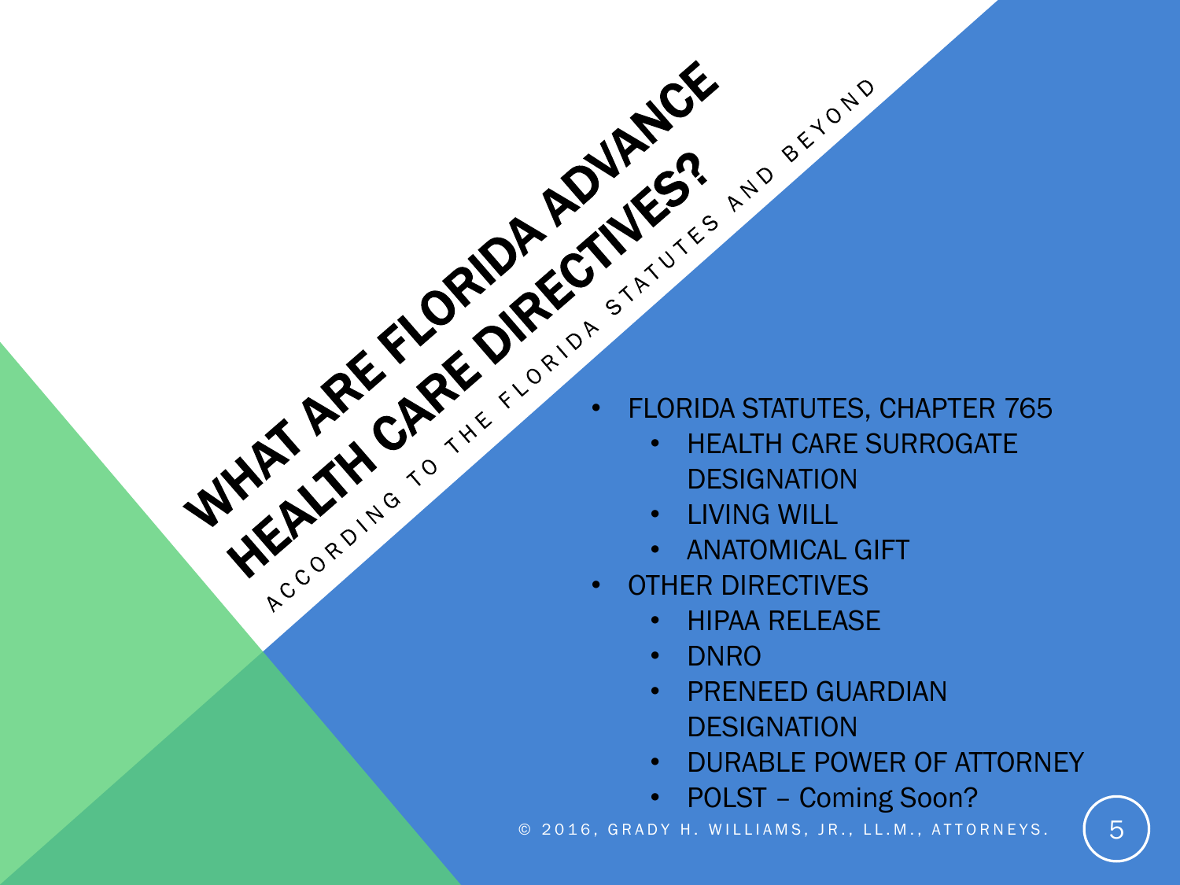# WHAT ARE FLORIDA ADVANCE HEALTH CARE DIRECTIVES?

ACCORDING TO THE FLORIDA STATUTES AND BEYOND

- FLORIDA STATUTES, CHAPTER 765
  - HEALTH CARE SURROGATE DESIGNATION
  - LIVING WILL
  - ANATOMICAL GIFT
- OTHER DIRECTIVES
  - HIPAA RELEASE
  - DNRO
  - PRENEED GUARDIAN DESIGNATION
  - DURABLE POWER OF ATTORNEY
  - POLST – Coming Soon?

© 2016, GRADY H. WILLIAMS, JR., LL.M., ATTORNEYS.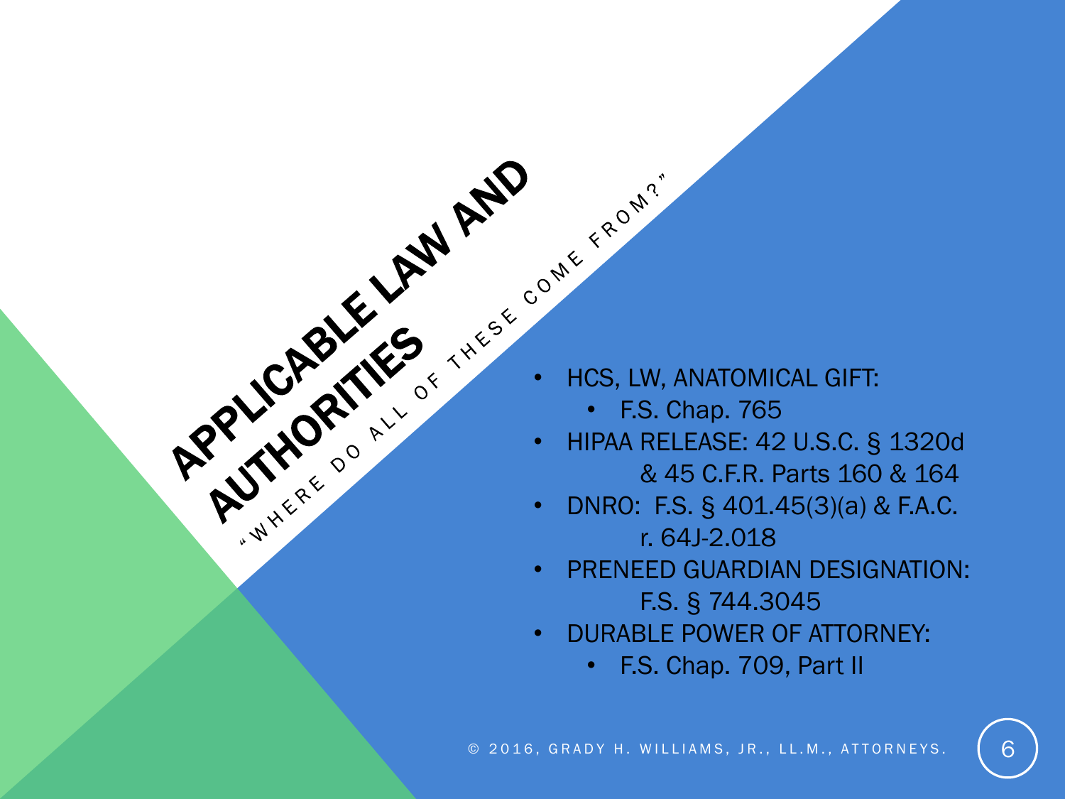# APPLICABLE LAW AND AUTHORITIES

"WHERE DO ALL OF THESE COME FROM?"

- HCS, LW, ANATOMICAL GIFT:
  - F.S. Chap. 765
- HIPAA RELEASE: 42 U.S.C. § 1320d & 45 C.F.R. Parts 160 & 164
- DNRO: F.S. § 401.45(3)(a) & F.A.C. r. 64J-2.018
- PRENEED GUARDIAN DESIGNATION: F.S. § 744.3045
- DURABLE POWER OF ATTORNEY:
  - F.S. Chap. 709, Part II

© 2016, GRADY H. WILLIAMS, JR., LL.M., ATTORNEYS.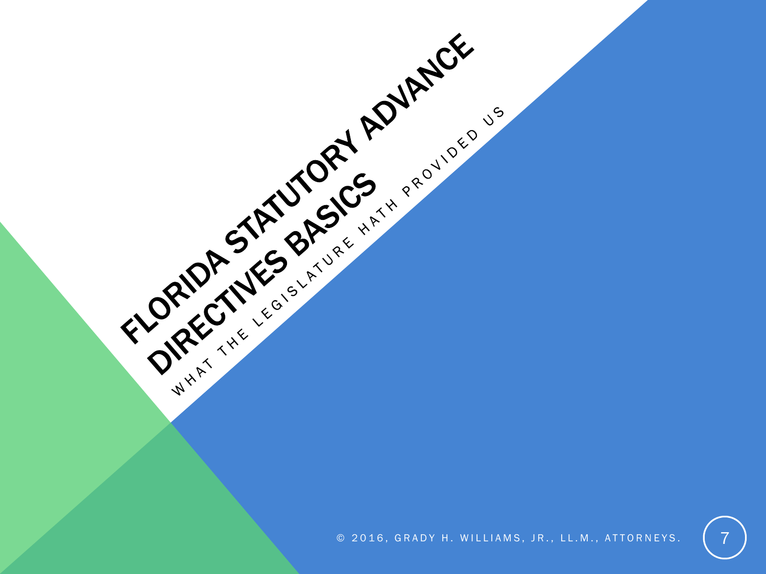# FLORIDA STATUTORY ADVANCE DIRECTIVES BASICS

WHAT THE LEGISLATURE HATH PROVIDED US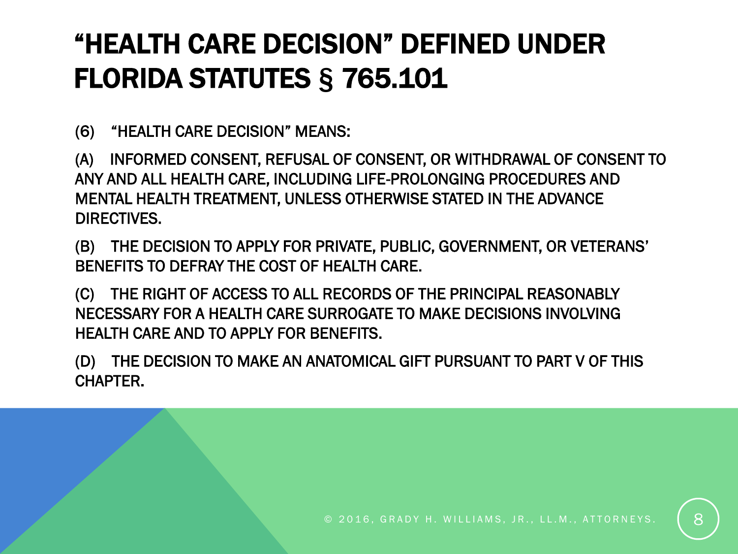# "HEALTH CARE DECISION" DEFINED UNDER FLORIDA STATUTES § 765.101

(6) "HEALTH CARE DECISION" MEANS:

(A) INFORMED CONSENT, REFUSAL OF CONSENT, OR WITHDRAWAL OF CONSENT TO ANY AND ALL HEALTH CARE, INCLUDING LIFE-PROLONGING PROCEDURES AND MENTAL HEALTH TREATMENT, UNLESS OTHERWISE STATED IN THE ADVANCE DIRECTIVES.

(B) THE DECISION TO APPLY FOR PRIVATE, PUBLIC, GOVERNMENT, OR VETERANS' BENEFITS TO DEFRAY THE COST OF HEALTH CARE.

(C) THE RIGHT OF ACCESS TO ALL RECORDS OF THE PRINCIPAL REASONABLY NECESSARY FOR A HEALTH CARE SURROGATE TO MAKE DECISIONS INVOLVING HEALTH CARE AND TO APPLY FOR BENEFITS.

(D) THE DECISION TO MAKE AN ANATOMICAL GIFT PURSUANT TO PART V OF THIS CHAPTER.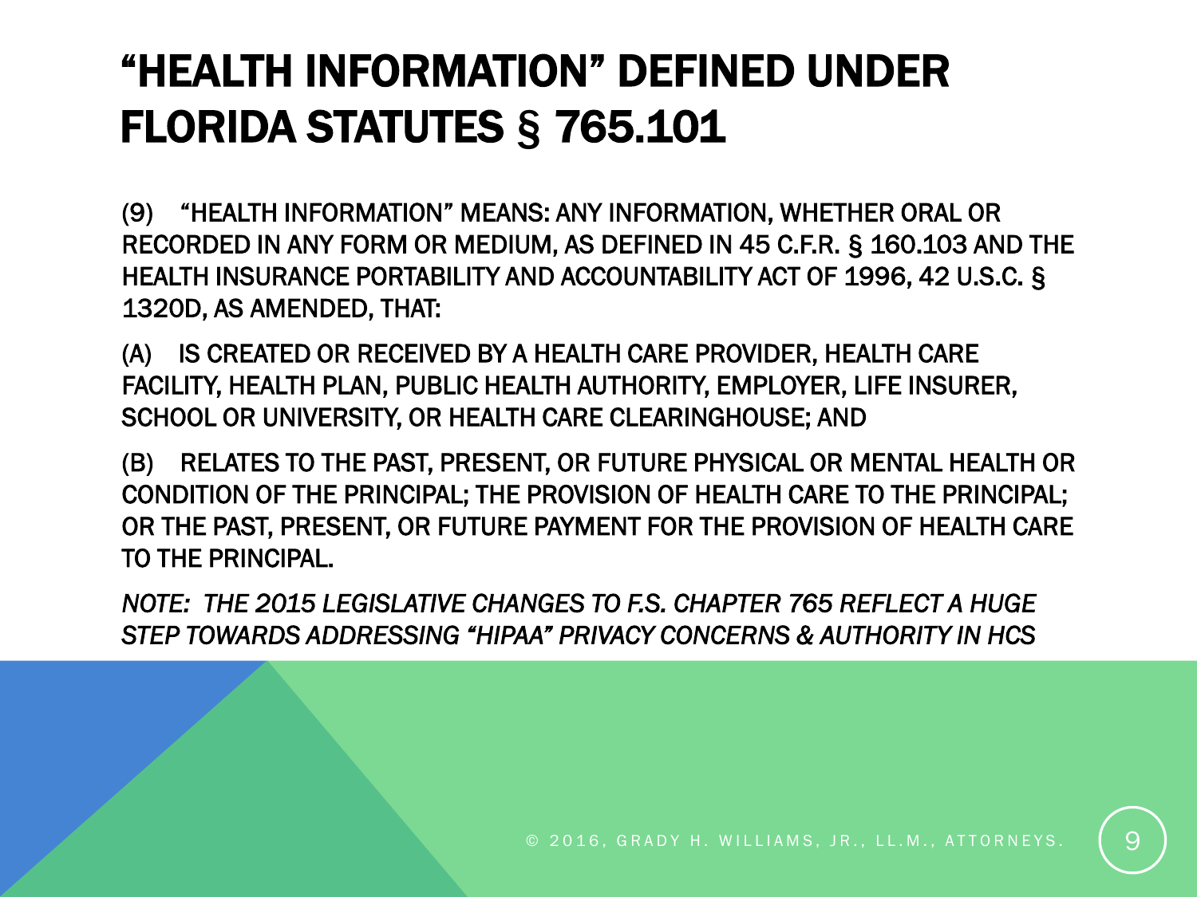# "HEALTH INFORMATION" DEFINED UNDER FLORIDA STATUTES § 765.101

(9) "HEALTH INFORMATION" MEANS: ANY INFORMATION, WHETHER ORAL OR RECORDED IN ANY FORM OR MEDIUM, AS DEFINED IN 45 C.F.R. § 160.103 AND THE HEALTH INSURANCE PORTABILITY AND ACCOUNTABILITY ACT OF 1996, 42 U.S.C. § 1320D, AS AMENDED, THAT:

(A) IS CREATED OR RECEIVED BY A HEALTH CARE PROVIDER, HEALTH CARE FACILITY, HEALTH PLAN, PUBLIC HEALTH AUTHORITY, EMPLOYER, LIFE INSURER, SCHOOL OR UNIVERSITY, OR HEALTH CARE CLEARINGHOUSE; AND

(B) RELATES TO THE PAST, PRESENT, OR FUTURE PHYSICAL OR MENTAL HEALTH OR CONDITION OF THE PRINCIPAL; THE PROVISION OF HEALTH CARE TO THE PRINCIPAL; OR THE PAST, PRESENT, OR FUTURE PAYMENT FOR THE PROVISION OF HEALTH CARE TO THE PRINCIPAL.

*NOTE: THE 2015 LEGISLATIVE CHANGES TO F.S. CHAPTER 765 REFLECT A HUGE STEP TOWARDS ADDRESSING "HIPAA" PRIVACY CONCERNS & AUTHORITY IN HCS*

© 2016, GRADY H. WILLIAMS, JR., LL.M., ATTORNEYS.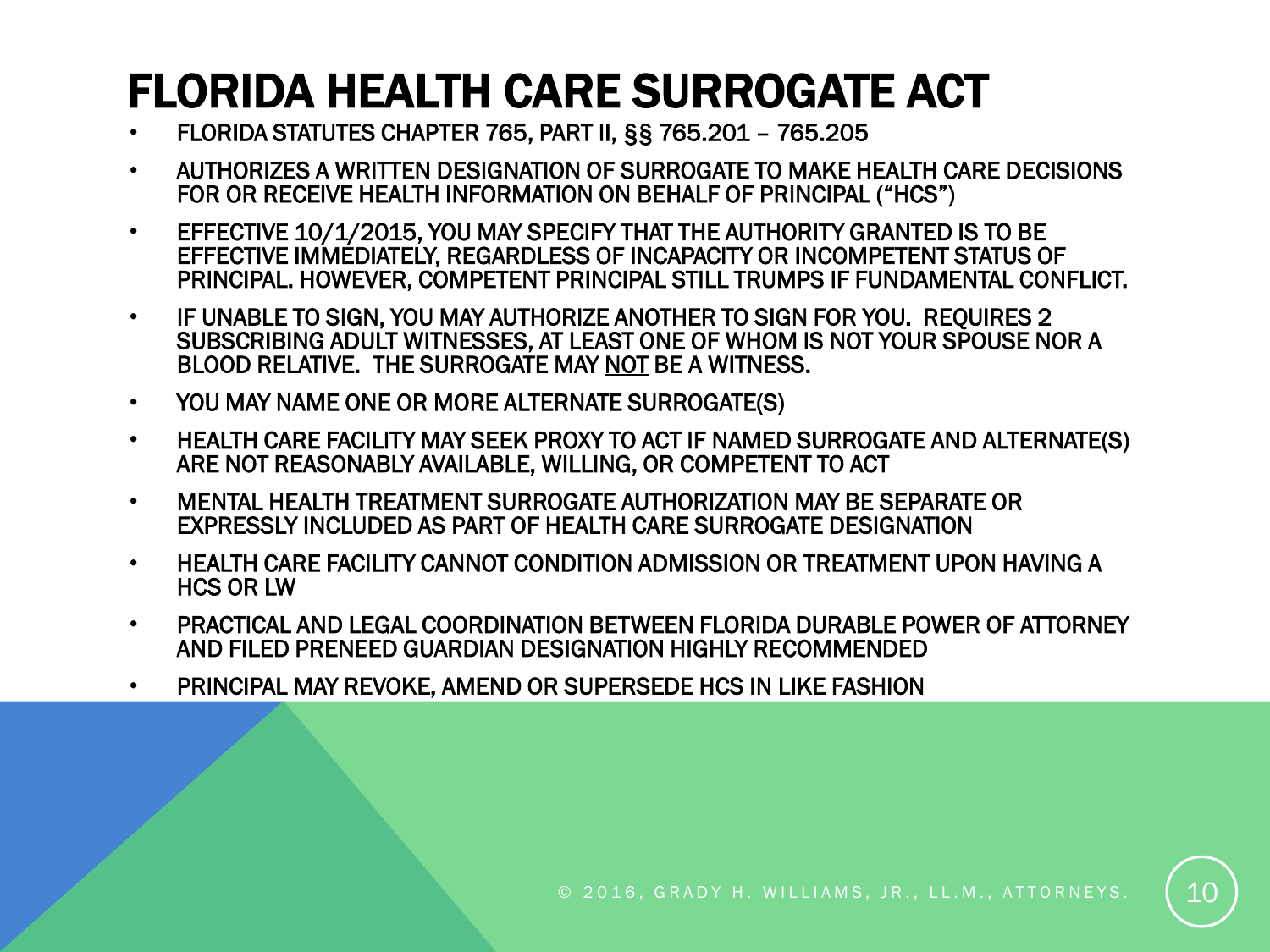# FLORIDA HEALTH CARE SURROGATE ACT

- FLORIDA STATUTES CHAPTER 765, PART II, §§ 765.201 – 765.205
- AUTHORIZES A WRITTEN DESIGNATION OF SURROGATE TO MAKE HEALTH CARE DECISIONS FOR OR RECEIVE HEALTH INFORMATION ON BEHALF OF PRINCIPAL ("HCS")
- EFFECTIVE 10/1/2015, YOU MAY SPECIFY THAT THE AUTHORITY GRANTED IS TO BE EFFECTIVE IMMEDIATELY, REGARDLESS OF INCAPACITY OR INCOMPETENT STATUS OF PRINCIPAL. HOWEVER, COMPETENT PRINCIPAL STILL TRUMPS IF FUNDAMENTAL CONFLICT.
- IF UNABLE TO SIGN, YOU MAY AUTHORIZE ANOTHER TO SIGN FOR YOU. REQUIRES 2 SUBSCRIBING ADULT WITNESSES, AT LEAST ONE OF WHOM IS NOT YOUR SPOUSE NOR A BLOOD RELATIVE. THE SURROGATE MAY <u>NOT</u> BE A WITNESS.
- YOU MAY NAME ONE OR MORE ALTERNATE SURROGATE(S)
- HEALTH CARE FACILITY MAY SEEK PROXY TO ACT IF NAMED SURROGATE AND ALTERNATE(S) ARE NOT REASONABLY AVAILABLE, WILLING, OR COMPETENT TO ACT
- MENTAL HEALTH TREATMENT SURROGATE AUTHORIZATION MAY BE SEPARATE OR EXPRESSLY INCLUDED AS PART OF HEALTH CARE SURROGATE DESIGNATION
- HEALTH CARE FACILITY CANNOT CONDITION ADMISSION OR TREATMENT UPON HAVING A HCS OR LW
- PRACTICAL AND LEGAL COORDINATION BETWEEN FLORIDA DURABLE POWER OF ATTORNEY AND FILED PRENEED GUARDIAN DESIGNATION HIGHLY RECOMMENDED
- PRINCIPAL MAY REVOKE, AMEND OR SUPERSEDE HCS IN LIKE FASHION

© 2016, GRADY H. WILLIAMS, JR., LL.M., ATTORNEYS.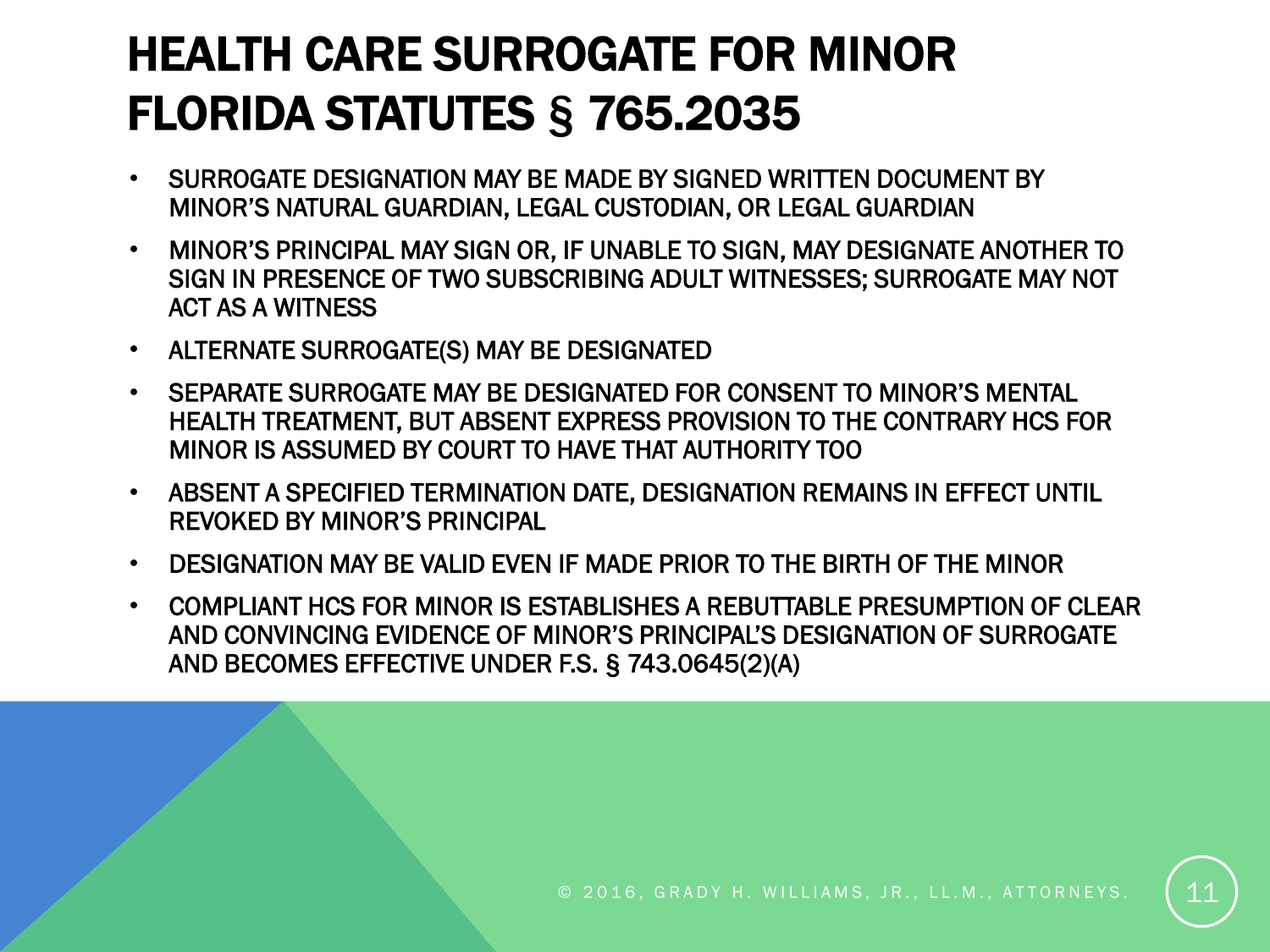# HEALTH CARE SURROGATE FOR MINOR FLORIDA STATUTES § 765.2035

- SURROGATE DESIGNATION MAY BE MADE BY SIGNED WRITTEN DOCUMENT BY MINOR'S NATURAL GUARDIAN, LEGAL CUSTODIAN, OR LEGAL GUARDIAN
- MINOR'S PRINCIPAL MAY SIGN OR, IF UNABLE TO SIGN, MAY DESIGNATE ANOTHER TO SIGN IN PRESENCE OF TWO SUBSCRIBING ADULT WITNESSES; SURROGATE MAY NOT ACT AS A WITNESS
- ALTERNATE SURROGATE(S) MAY BE DESIGNATED
- SEPARATE SURROGATE MAY BE DESIGNATED FOR CONSENT TO MINOR'S MENTAL HEALTH TREATMENT, BUT ABSENT EXPRESS PROVISION TO THE CONTRARY HCS FOR MINOR IS ASSUMED BY COURT TO HAVE THAT AUTHORITY TOO
- ABSENT A SPECIFIED TERMINATION DATE, DESIGNATION REMAINS IN EFFECT UNTIL REVOKED BY MINOR'S PRINCIPAL
- DESIGNATION MAY BE VALID EVEN IF MADE PRIOR TO THE BIRTH OF THE MINOR
- COMPLIANT HCS FOR MINOR IS ESTABLISHES A REBUTTABLE PRESUMPTION OF CLEAR AND CONVINCING EVIDENCE OF MINOR'S PRINCIPAL'S DESIGNATION OF SURROGATE AND BECOMES EFFECTIVE UNDER F.S. § 743.0645(2)(A)

© 2016, GRADY H. WILLIAMS, JR., LL.M., ATTORNEYS.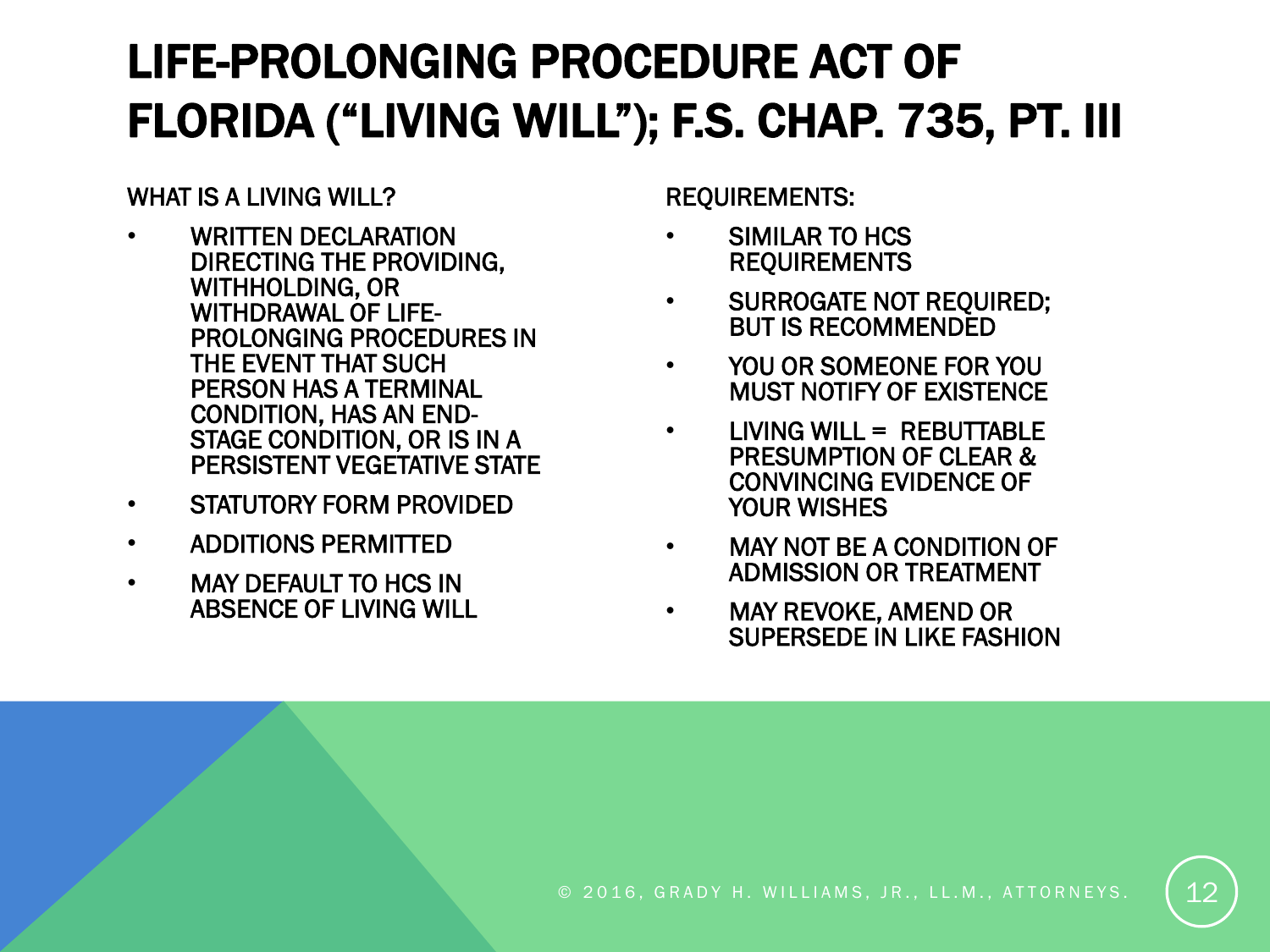# LIFE-PROLONGING PROCEDURE ACT OF FLORIDA ("LIVING WILL"); F.S. CHAP. 735, PT. III

WHAT IS A LIVING WILL?

- WRITTEN DECLARATION DIRECTING THE PROVIDING, WITHHOLDING, OR WITHDRAWAL OF LIFE-PROLONGING PROCEDURES IN THE EVENT THAT SUCH PERSON HAS A TERMINAL CONDITION, HAS AN END-STAGE CONDITION, OR IS IN A PERSISTENT VEGETATIVE STATE
- STATUTORY FORM PROVIDED
- ADDITIONS PERMITTED
- MAY DEFAULT TO HCS IN ABSENCE OF LIVING WILL

REQUIREMENTS:

- SIMILAR TO HCS REQUIREMENTS
- SURROGATE NOT REQUIRED; BUT IS RECOMMENDED
- YOU OR SOMEONE FOR YOU MUST NOTIFY OF EXISTENCE
- LIVING WILL = REBUTTABLE PRESUMPTION OF CLEAR & CONVINCING EVIDENCE OF YOUR WISHES
- MAY NOT BE A CONDITION OF ADMISSION OR TREATMENT
- MAY REVOKE, AMEND OR SUPERSEDE IN LIKE FASHION

© 2016, GRADY H. WILLIAMS, JR., LL.M., ATTORNEYS.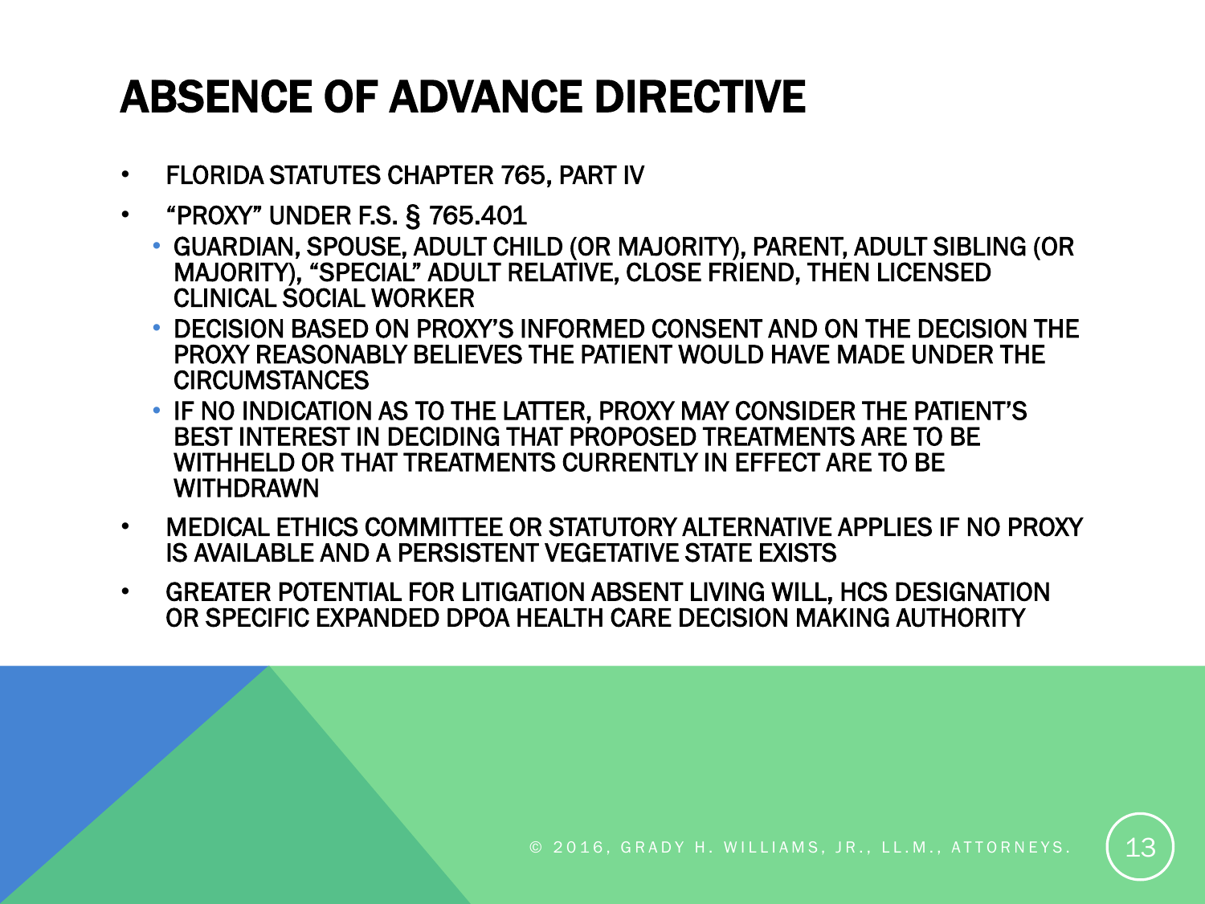# ABSENCE OF ADVANCE DIRECTIVE

- FLORIDA STATUTES CHAPTER 765, PART IV
- "PROXY" UNDER F.S. § 765.401
  - GUARDIAN, SPOUSE, ADULT CHILD (OR MAJORITY), PARENT, ADULT SIBLING (OR MAJORITY), "SPECIAL" ADULT RELATIVE, CLOSE FRIEND, THEN LICENSED CLINICAL SOCIAL WORKER
  - DECISION BASED ON PROXY'S INFORMED CONSENT AND ON THE DECISION THE PROXY REASONABLY BELIEVES THE PATIENT WOULD HAVE MADE UNDER THE CIRCUMSTANCES
  - IF NO INDICATION AS TO THE LATTER, PROXY MAY CONSIDER THE PATIENT'S BEST INTEREST IN DECIDING THAT PROPOSED TREATMENTS ARE TO BE WITHHELD OR THAT TREATMENTS CURRENTLY IN EFFECT ARE TO BE WITHDRAWN
- MEDICAL ETHICS COMMITTEE OR STATUTORY ALTERNATIVE APPLIES IF NO PROXY IS AVAILABLE AND A PERSISTENT VEGETATIVE STATE EXISTS
- GREATER POTENTIAL FOR LITIGATION ABSENT LIVING WILL, HCS DESIGNATION OR SPECIFIC EXPANDED DPOA HEALTH CARE DECISION MAKING AUTHORITY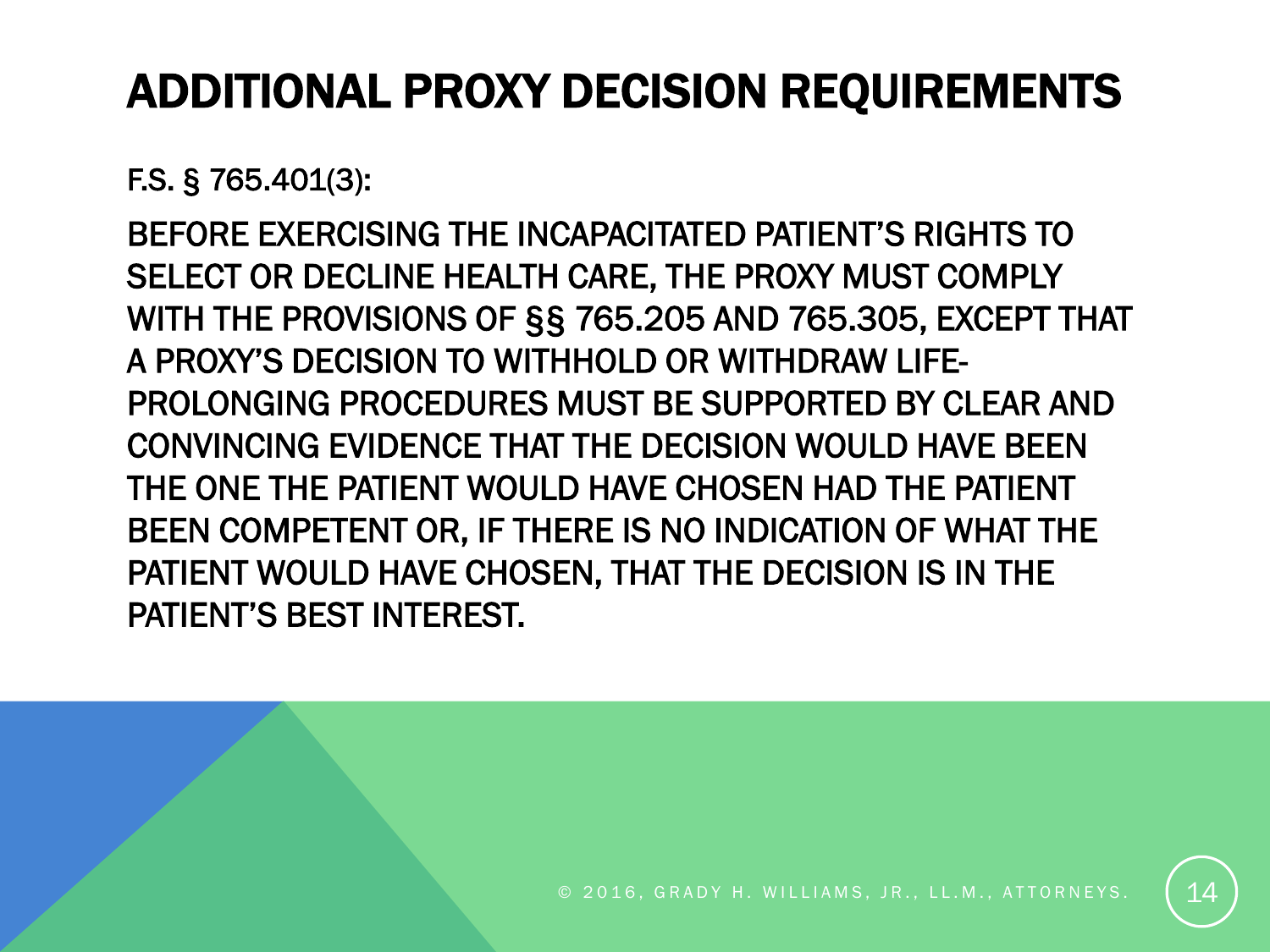# ADDITIONAL PROXY DECISION REQUIREMENTS

F.S. § 765.401(3):

BEFORE EXERCISING THE INCAPACITATED PATIENT'S RIGHTS TO SELECT OR DECLINE HEALTH CARE, THE PROXY MUST COMPLY WITH THE PROVISIONS OF §§ 765.205 AND 765.305, EXCEPT THAT A PROXY'S DECISION TO WITHHOLD OR WITHDRAW LIFE-PROLONGING PROCEDURES MUST BE SUPPORTED BY CLEAR AND CONVINCING EVIDENCE THAT THE DECISION WOULD HAVE BEEN THE ONE THE PATIENT WOULD HAVE CHOSEN HAD THE PATIENT BEEN COMPETENT OR, IF THERE IS NO INDICATION OF WHAT THE PATIENT WOULD HAVE CHOSEN, THAT THE DECISION IS IN THE PATIENT'S BEST INTEREST.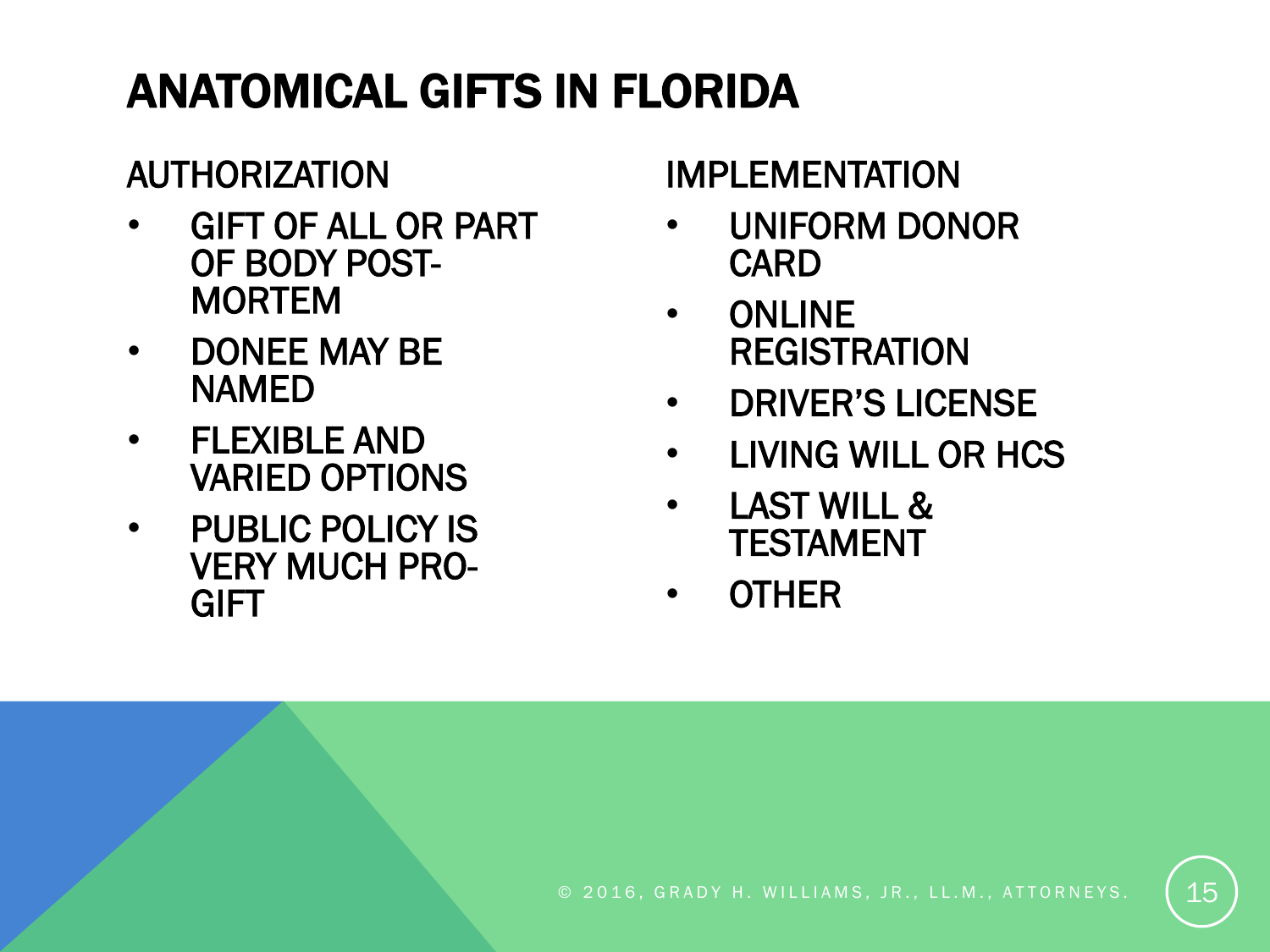# ANATOMICAL GIFTS IN FLORIDA

## AUTHORIZATION

- GIFT OF ALL OR PART OF BODY POST-MORTEM
- DONEE MAY BE NAMED
- FLEXIBLE AND VARIED OPTIONS
- PUBLIC POLICY IS VERY MUCH PRO-GIFT

## IMPLEMENTATION

- UNIFORM DONOR CARD
- ONLINE REGISTRATION
- DRIVER'S LICENSE
- LIVING WILL OR HCS
- LAST WILL & TESTAMENT
- OTHER

© 2016, GRADY H. WILLIAMS, JR., LL.M., ATTORNEYS.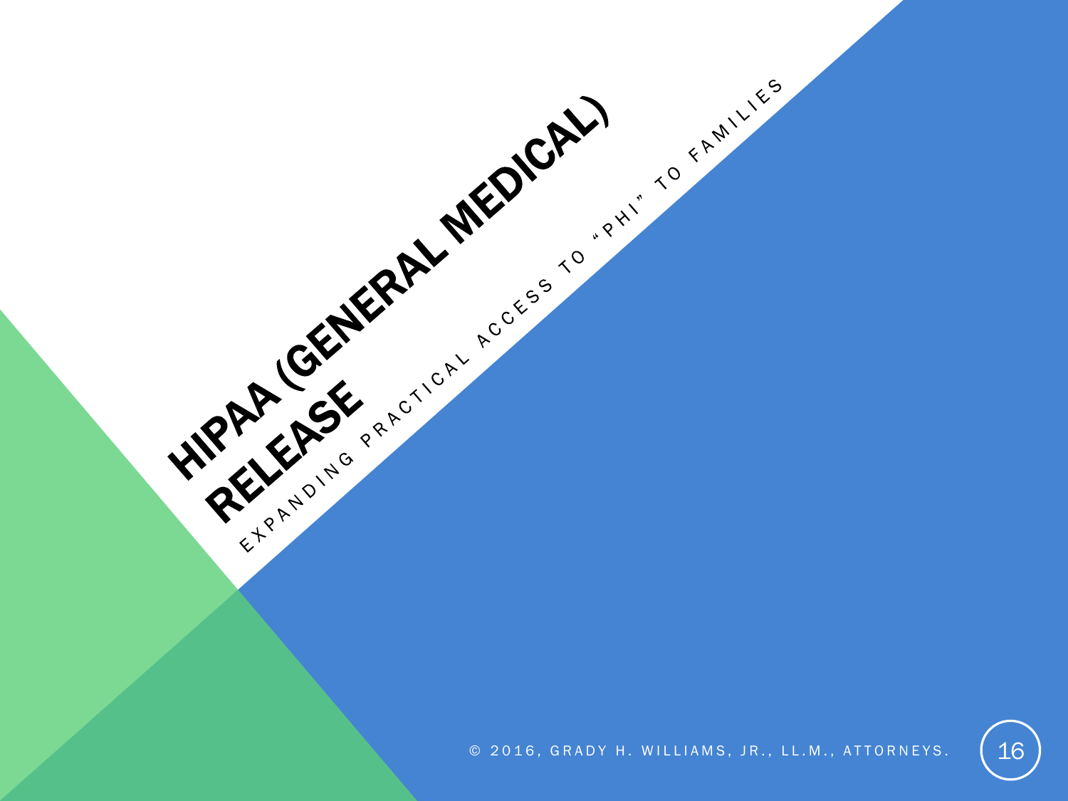# HIPAA (GENERAL MEDICAL) RELEASE

EXPANDING PRACTICAL ACCESS TO "PHI" TO FAMILIES

© 2016, GRADY H. WILLIAMS, JR., LL.M., ATTORNEYS.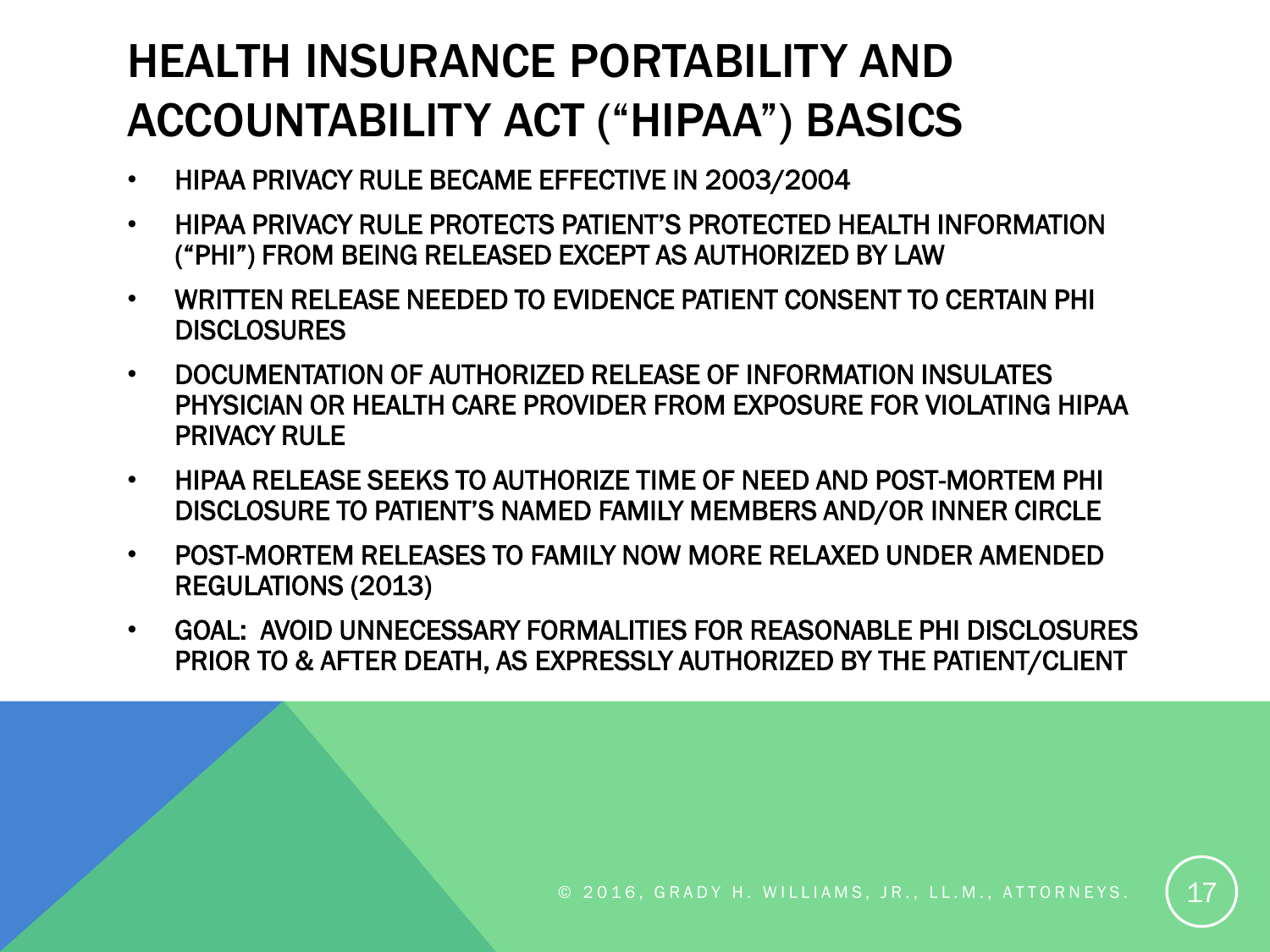# HEALTH INSURANCE PORTABILITY AND ACCOUNTABILITY ACT ("HIPAA") BASICS

- HIPAA PRIVACY RULE BECAME EFFECTIVE IN 2003/2004
- HIPAA PRIVACY RULE PROTECTS PATIENT'S PROTECTED HEALTH INFORMATION ("PHI") FROM BEING RELEASED EXCEPT AS AUTHORIZED BY LAW
- WRITTEN RELEASE NEEDED TO EVIDENCE PATIENT CONSENT TO CERTAIN PHI DISCLOSURES
- DOCUMENTATION OF AUTHORIZED RELEASE OF INFORMATION INSULATES PHYSICIAN OR HEALTH CARE PROVIDER FROM EXPOSURE FOR VIOLATING HIPAA PRIVACY RULE
- HIPAA RELEASE SEEKS TO AUTHORIZE TIME OF NEED AND POST-MORTEM PHI DISCLOSURE TO PATIENT'S NAMED FAMILY MEMBERS AND/OR INNER CIRCLE
- POST-MORTEM RELEASES TO FAMILY NOW MORE RELAXED UNDER AMENDED REGULATIONS (2013)
- GOAL: AVOID UNNECESSARY FORMALITIES FOR REASONABLE PHI DISCLOSURES PRIOR TO & AFTER DEATH, AS EXPRESSLY AUTHORIZED BY THE PATIENT/CLIENT

© 2016, GRADY H. WILLIAMS, JR., LL.M., ATTORNEYS.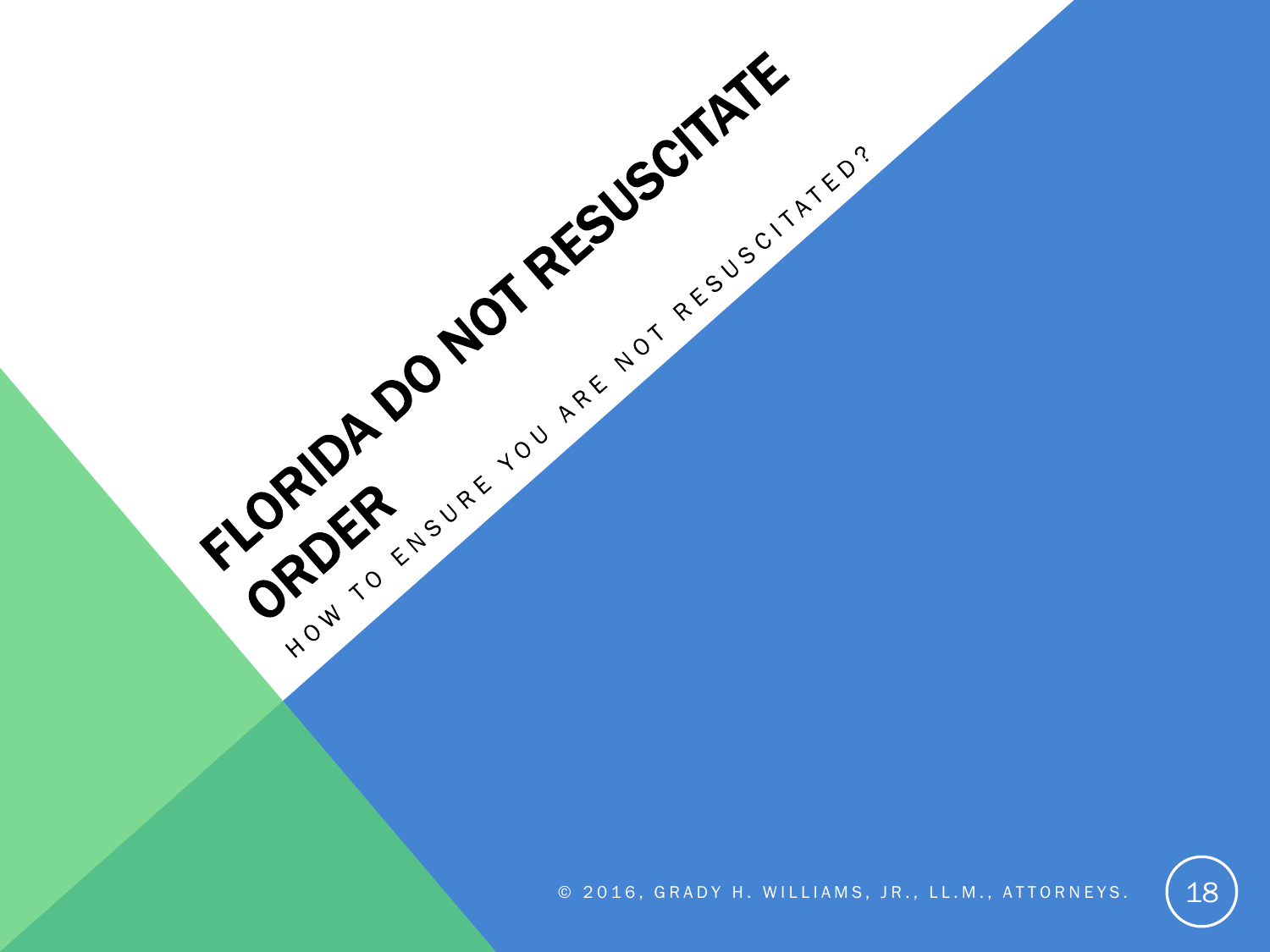# FLORIDA DO NOT RESUSCITATE ORDER

HOW TO ENSURE YOU ARE NOT RESUSCITATED?

© 2016, GRADY H. WILLIAMS, JR., LL.M., ATTORNEYS.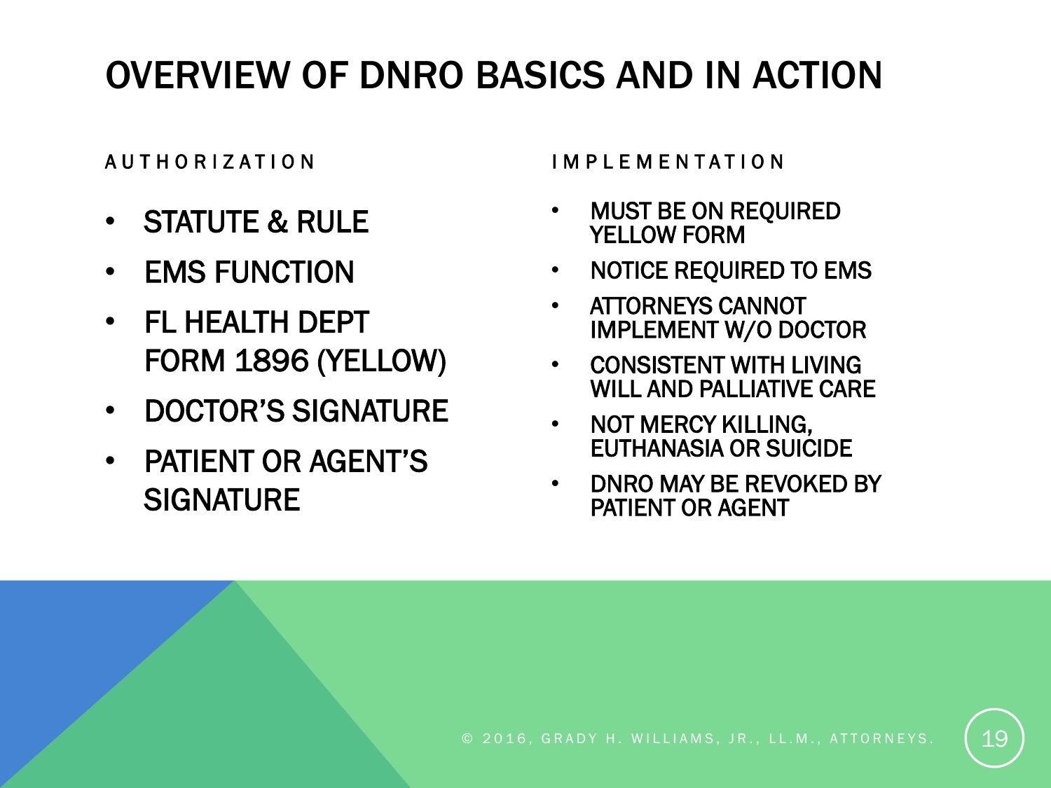# OVERVIEW OF DNRO BASICS AND IN ACTION

## AUTHORIZATION

- STATUTE & RULE
- EMS FUNCTION
- FL HEALTH DEPT FORM 1896 (YELLOW)
- DOCTOR'S SIGNATURE
- PATIENT OR AGENT'S SIGNATURE

## IMPLEMENTATION

- MUST BE ON REQUIRED YELLOW FORM
- NOTICE REQUIRED TO EMS
- ATTORNEYS CANNOT IMPLEMENT W/O DOCTOR
- CONSISTENT WITH LIVING WILL AND PALLIATIVE CARE
- NOT MERCY KILLING, EUTHANASIA OR SUICIDE
- DNRO MAY BE REVOKED BY PATIENT OR AGENT

© 2016, GRADY H. WILLIAMS, JR., LL.M., ATTORNEYS.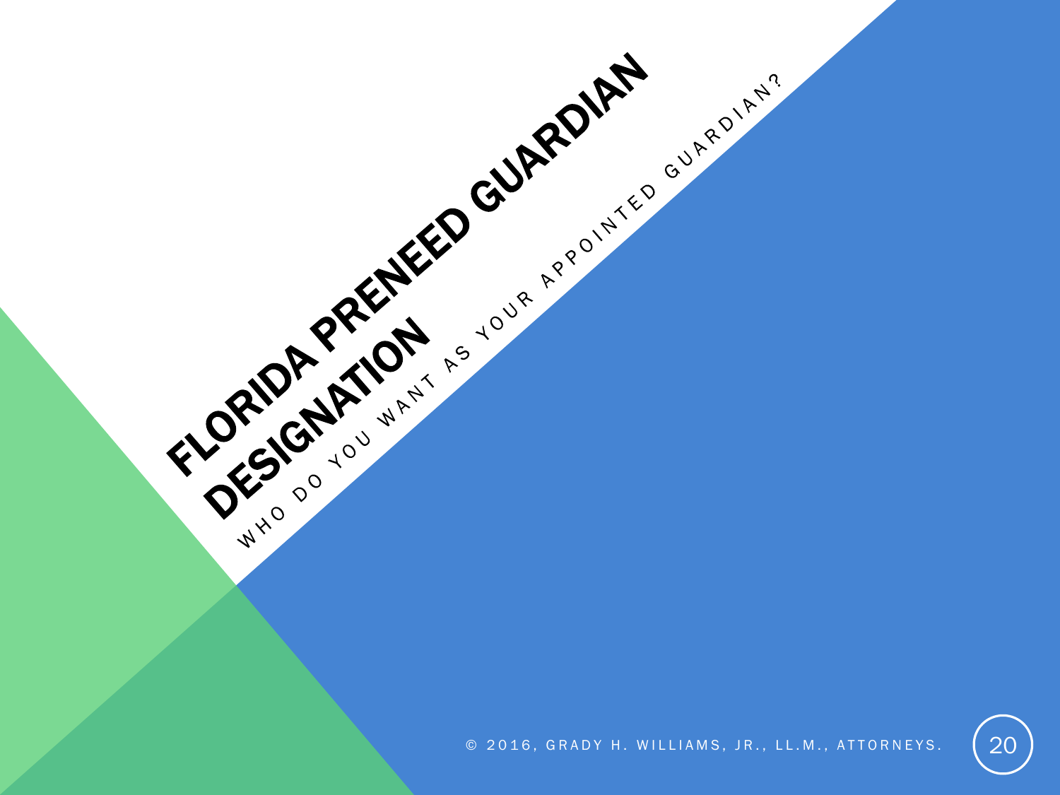# FLORIDA PRENEED GUARDIAN DESIGNATION

WHO DO YOU WANT AS YOUR APPOINTED GUARDIAN?

© 2016, GRADY H. WILLIAMS, JR., LL.M., ATTORNEYS.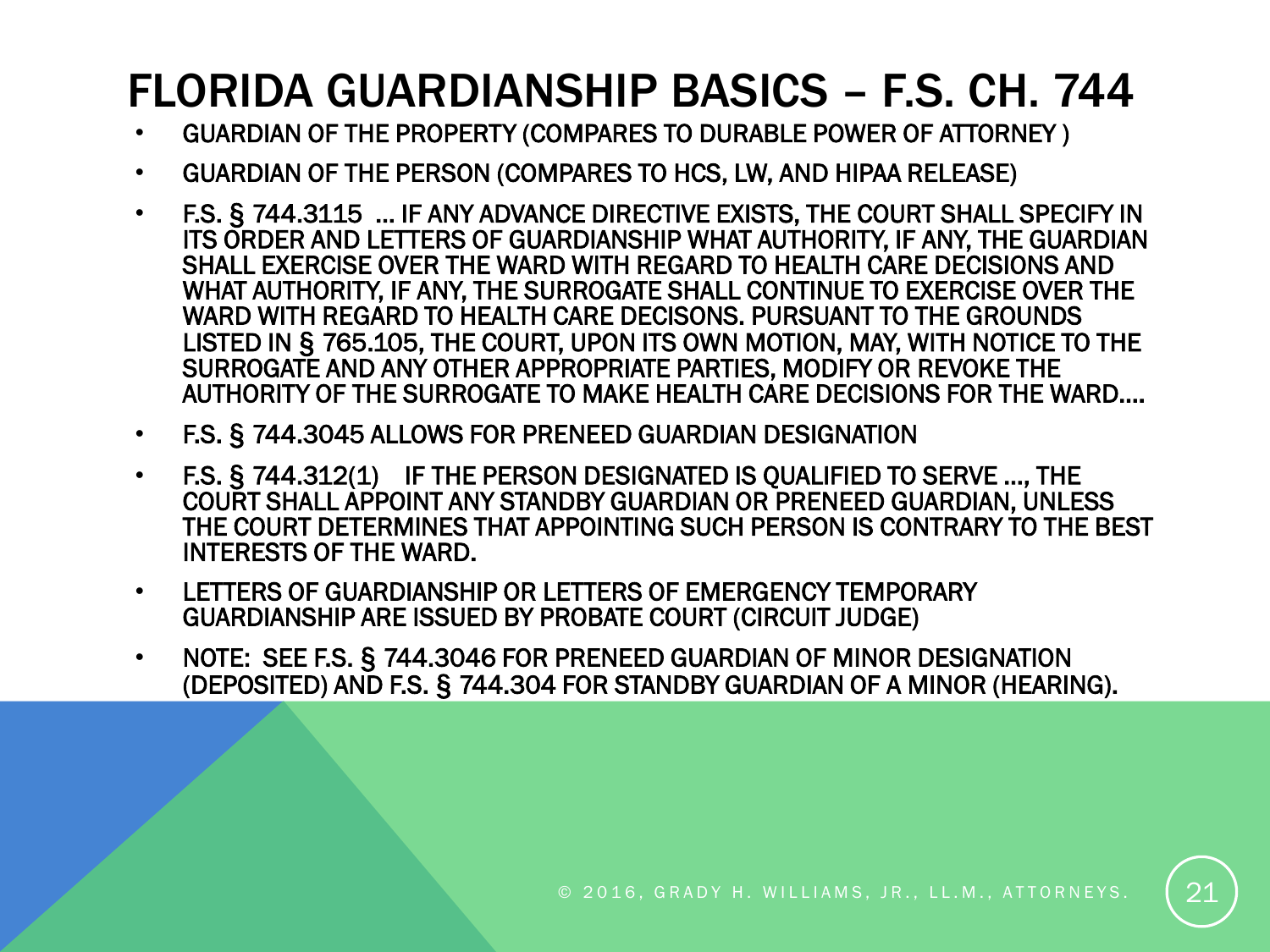# FLORIDA GUARDIANSHIP BASICS – F.S. CH. 744

- GUARDIAN OF THE PROPERTY (COMPARES TO DURABLE POWER OF ATTORNEY )
- GUARDIAN OF THE PERSON (COMPARES TO HCS, LW, AND HIPAA RELEASE)
- F.S. § 744.3115 … IF ANY ADVANCE DIRECTIVE EXISTS, THE COURT SHALL SPECIFY IN ITS ORDER AND LETTERS OF GUARDIANSHIP WHAT AUTHORITY, IF ANY, THE GUARDIAN SHALL EXERCISE OVER THE WARD WITH REGARD TO HEALTH CARE DECISIONS AND WHAT AUTHORITY, IF ANY, THE SURROGATE SHALL CONTINUE TO EXERCISE OVER THE WARD WITH REGARD TO HEALTH CARE DECISONS. PURSUANT TO THE GROUNDS LISTED IN § 765.105, THE COURT, UPON ITS OWN MOTION, MAY, WITH NOTICE TO THE SURROGATE AND ANY OTHER APPROPRIATE PARTIES, MODIFY OR REVOKE THE AUTHORITY OF THE SURROGATE TO MAKE HEALTH CARE DECISIONS FOR THE WARD….
- F.S. § 744.3045 ALLOWS FOR PRENEED GUARDIAN DESIGNATION
- F.S. § 744.312(1) IF THE PERSON DESIGNATED IS QUALIFIED TO SERVE …, THE COURT SHALL APPOINT ANY STANDBY GUARDIAN OR PRENEED GUARDIAN, UNLESS THE COURT DETERMINES THAT APPOINTING SUCH PERSON IS CONTRARY TO THE BEST INTERESTS OF THE WARD.
- LETTERS OF GUARDIANSHIP OR LETTERS OF EMERGENCY TEMPORARY GUARDIANSHIP ARE ISSUED BY PROBATE COURT (CIRCUIT JUDGE)
- NOTE: SEE F.S. § 744.3046 FOR PRENEED GUARDIAN OF MINOR DESIGNATION (DEPOSITED) AND F.S. § 744.304 FOR STANDBY GUARDIAN OF A MINOR (HEARING).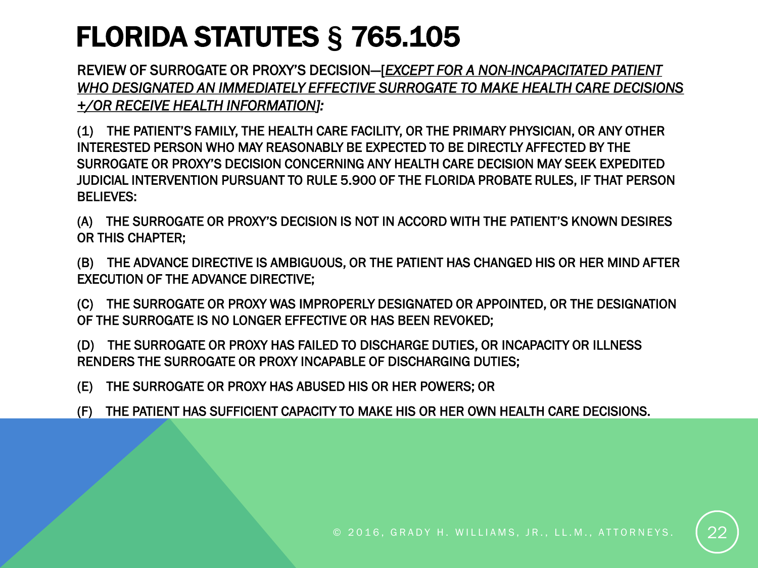# FLORIDA STATUTES § 765.105

REVIEW OF SURROGATE OR PROXY'S DECISION—[*EXCEPT FOR A NON-INCAPACITATED PATIENT WHO DESIGNATED AN IMMEDIATELY EFFECTIVE SURROGATE TO MAKE HEALTH CARE DECISIONS +/OR RECEIVE HEALTH INFORMATION*]:

(1) THE PATIENT'S FAMILY, THE HEALTH CARE FACILITY, OR THE PRIMARY PHYSICIAN, OR ANY OTHER INTERESTED PERSON WHO MAY REASONABLY BE EXPECTED TO BE DIRECTLY AFFECTED BY THE SURROGATE OR PROXY'S DECISION CONCERNING ANY HEALTH CARE DECISION MAY SEEK EXPEDITED JUDICIAL INTERVENTION PURSUANT TO RULE 5.900 OF THE FLORIDA PROBATE RULES, IF THAT PERSON BELIEVES:

(A) THE SURROGATE OR PROXY'S DECISION IS NOT IN ACCORD WITH THE PATIENT'S KNOWN DESIRES OR THIS CHAPTER;

(B) THE ADVANCE DIRECTIVE IS AMBIGUOUS, OR THE PATIENT HAS CHANGED HIS OR HER MIND AFTER EXECUTION OF THE ADVANCE DIRECTIVE;

(C) THE SURROGATE OR PROXY WAS IMPROPERLY DESIGNATED OR APPOINTED, OR THE DESIGNATION OF THE SURROGATE IS NO LONGER EFFECTIVE OR HAS BEEN REVOKED;

(D) THE SURROGATE OR PROXY HAS FAILED TO DISCHARGE DUTIES, OR INCAPACITY OR ILLNESS RENDERS THE SURROGATE OR PROXY INCAPABLE OF DISCHARGING DUTIES;

(E) THE SURROGATE OR PROXY HAS ABUSED HIS OR HER POWERS; OR

(F) THE PATIENT HAS SUFFICIENT CAPACITY TO MAKE HIS OR HER OWN HEALTH CARE DECISIONS.

© 2016, GRADY H. WILLIAMS, JR., LL.M., ATTORNEYS.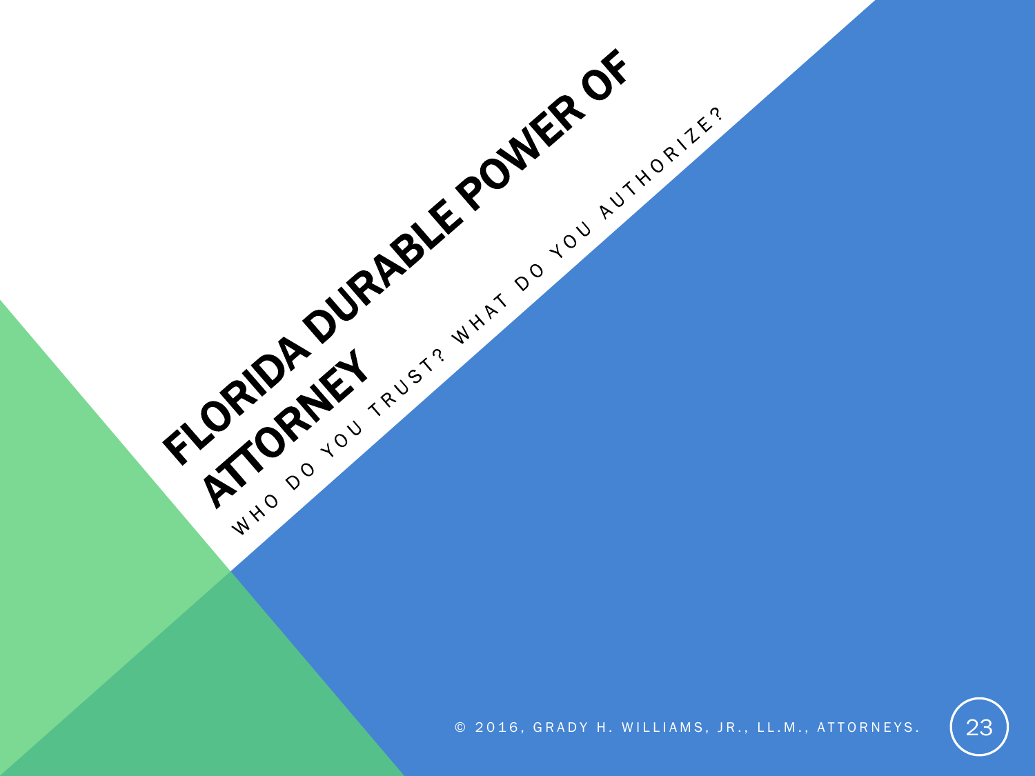# FLORIDA DURABLE POWER OF ATTORNEY

WHO DO YOU TRUST? WHAT DO YOU AUTHORIZE?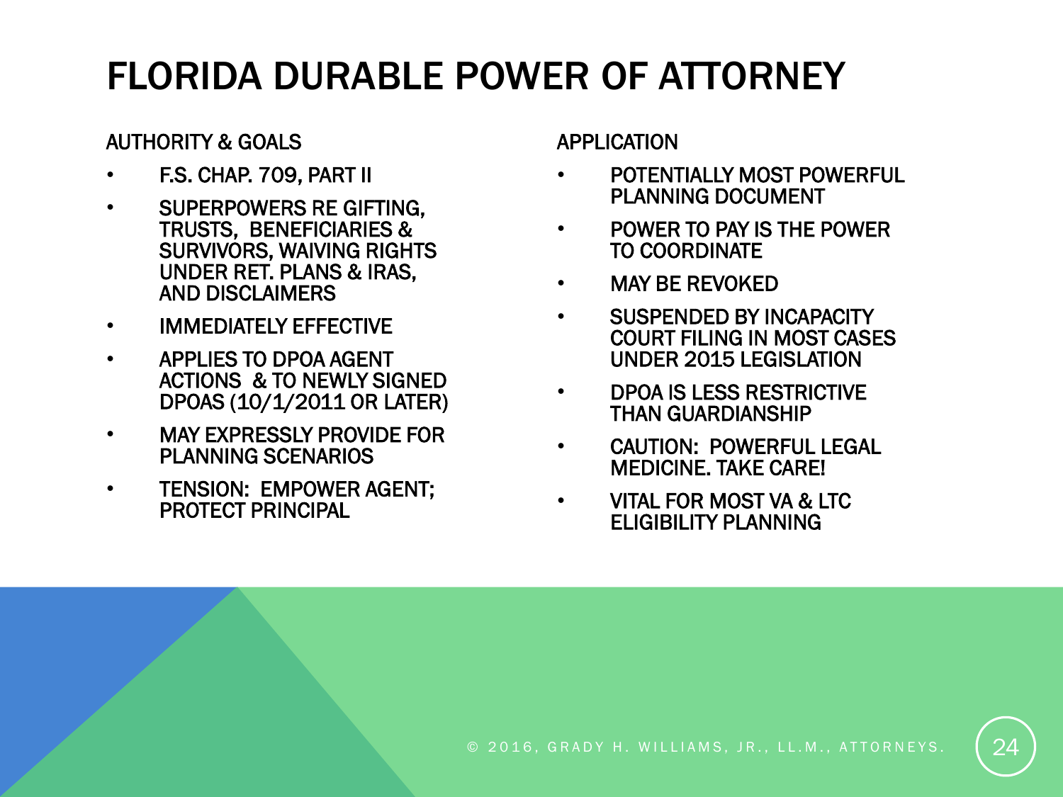# FLORIDA DURABLE POWER OF ATTORNEY

## AUTHORITY & GOALS

- F.S. CHAP. 709, PART II
- SUPERPOWERS RE GIFTING, TRUSTS, BENEFICIARIES & SURVIVORS, WAIVING RIGHTS UNDER RET. PLANS & IRAS, AND DISCLAIMERS
- IMMEDIATELY EFFECTIVE
- APPLIES TO DPOA AGENT ACTIONS & TO NEWLY SIGNED DPOAS (10/1/2011 OR LATER)
- MAY EXPRESSLY PROVIDE FOR PLANNING SCENARIOS
- TENSION: EMPOWER AGENT; PROTECT PRINCIPAL

## APPLICATION

- POTENTIALLY MOST POWERFUL PLANNING DOCUMENT
- POWER TO PAY IS THE POWER TO COORDINATE
- MAY BE REVOKED
- SUSPENDED BY INCAPACITY COURT FILING IN MOST CASES UNDER 2015 LEGISLATION
- DPOA IS LESS RESTRICTIVE THAN GUARDIANSHIP
- CAUTION: POWERFUL LEGAL MEDICINE. TAKE CARE!
- VITAL FOR MOST VA & LTC ELIGIBILITY PLANNING

© 2016, GRADY H. WILLIAMS, JR., LL.M., ATTORNEYS.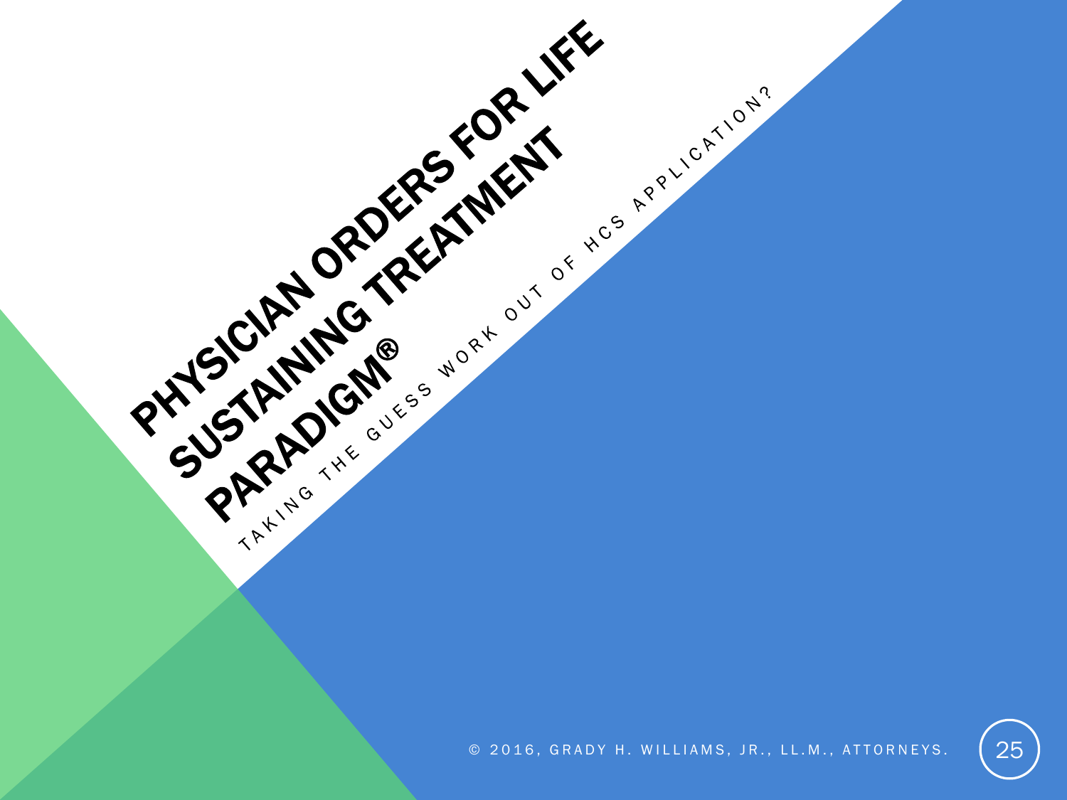# PHYSICIAN ORDERS FOR LIFE SUSTAINING TREATMENT PARADIGM®

TAKING THE GUESS WORK OUT OF HCS APPLICATION?

© 2016, GRADY H. WILLIAMS, JR., LL.M., ATTORNEYS.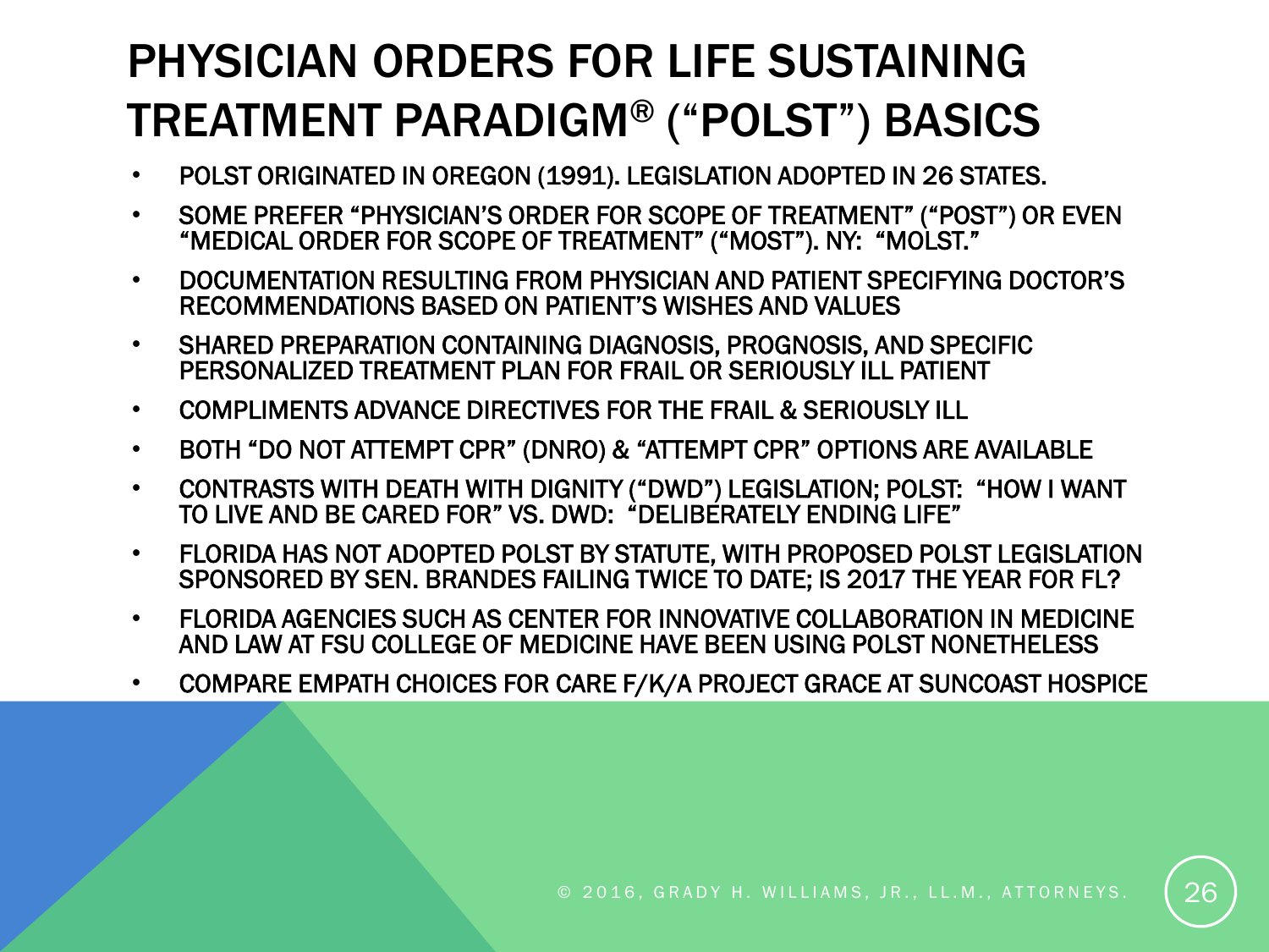# PHYSICIAN ORDERS FOR LIFE SUSTAINING TREATMENT PARADIGM® ("POLST") BASICS

- POLST ORIGINATED IN OREGON (1991). LEGISLATION ADOPTED IN 26 STATES.
- SOME PREFER "PHYSICIAN'S ORDER FOR SCOPE OF TREATMENT" ("POST") OR EVEN "MEDICAL ORDER FOR SCOPE OF TREATMENT" ("MOST"). NY: "MOLST."
- DOCUMENTATION RESULTING FROM PHYSICIAN AND PATIENT SPECIFYING DOCTOR'S RECOMMENDATIONS BASED ON PATIENT'S WISHES AND VALUES
- SHARED PREPARATION CONTAINING DIAGNOSIS, PROGNOSIS, AND SPECIFIC PERSONALIZED TREATMENT PLAN FOR FRAIL OR SERIOUSLY ILL PATIENT
- COMPLIMENTS ADVANCE DIRECTIVES FOR THE FRAIL & SERIOUSLY ILL
- BOTH "DO NOT ATTEMPT CPR" (DNRO) & "ATTEMPT CPR" OPTIONS ARE AVAILABLE
- CONTRASTS WITH DEATH WITH DIGNITY ("DWD") LEGISLATION; POLST: "HOW I WANT TO LIVE AND BE CARED FOR" VS. DWD: "DELIBERATELY ENDING LIFE"
- FLORIDA HAS NOT ADOPTED POLST BY STATUTE, WITH PROPOSED POLST LEGISLATION SPONSORED BY SEN. BRANDES FAILING TWICE TO DATE; IS 2017 THE YEAR FOR FL?
- FLORIDA AGENCIES SUCH AS CENTER FOR INNOVATIVE COLLABORATION IN MEDICINE AND LAW AT FSU COLLEGE OF MEDICINE HAVE BEEN USING POLST NONETHELESS
- COMPARE EMPATH CHOICES FOR CARE F/K/A PROJECT GRACE AT SUNCOAST HOSPICE

© 2016, GRADY H. WILLIAMS, JR., LL.M., ATTORNEYS.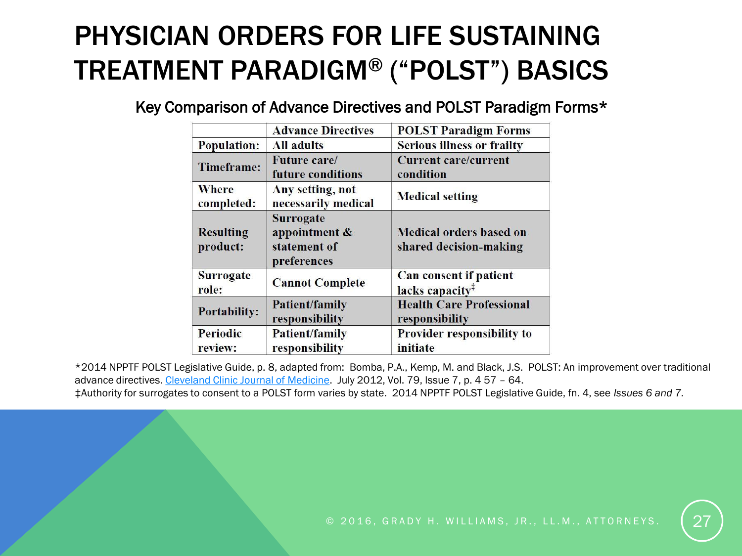# PHYSICIAN ORDERS FOR LIFE SUSTAINING TREATMENT PARADIGM® ("POLST") BASICS

## Key Comparison of Advance Directives and POLST Paradigm Forms*

| | Advance Directives | POLST Paradigm Forms |
|---|---|---|
| Population: | All adults | Serious illness or frailty |
| Timeframe: | Future care/ future conditions | Current care/current condition |
| Where completed: | Any setting, not necessarily medical | Medical setting |
| Resulting product: | Surrogate appointment & statement of preferences | Medical orders based on shared decision-making |
| Surrogate role: | Cannot Complete | Can consent if patient lacks capacity‡ |
| Portability: | Patient/family responsibility | Health Care Professional responsibility |
| Periodic review: | Patient/family responsibility | Provider responsibility to initiate |

*2014 NPPTF POLST Legislative Guide, p. 8, adapted from: Bomba, P.A., Kemp, M. and Black, J.S. POLST: An improvement over traditional advance directives. Cleveland Clinic Journal of Medicine. July 2012, Vol. 79, Issue 7, p. 4 57 – 64.
‡Authority for surrogates to consent to a POLST form varies by state. 2014 NPPTF POLST Legislative Guide, fn. 4, see *Issues 6 and 7.*

© 2016, GRADY H. WILLIAMS, JR., LL.M., ATTORNEYS.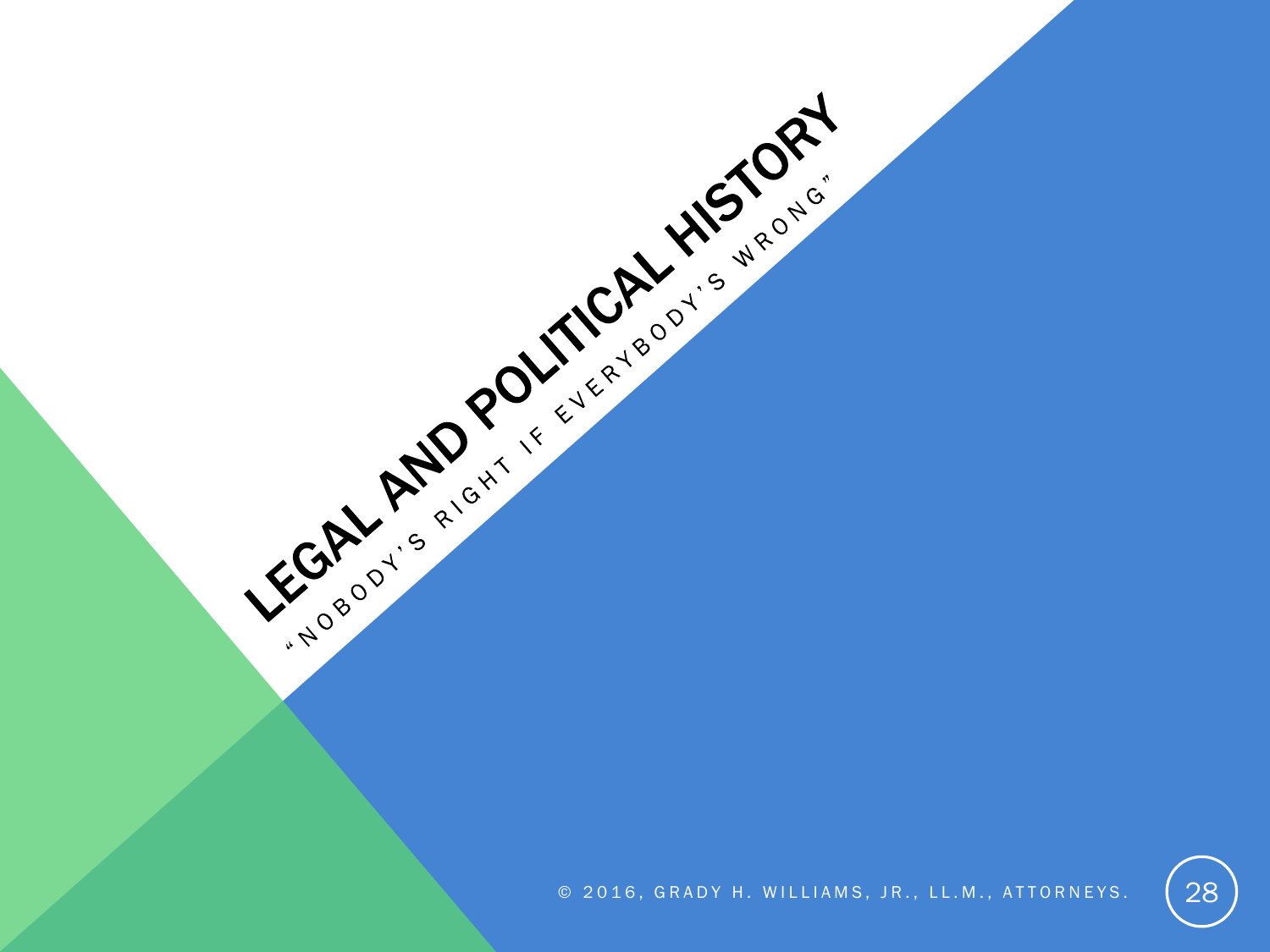# LEGAL AND POLITICAL HISTORY

"NOBODY'S RIGHT IF EVERYBODY'S WRONG"

© 2016, GRADY H. WILLIAMS, JR., LL.M., ATTORNEYS.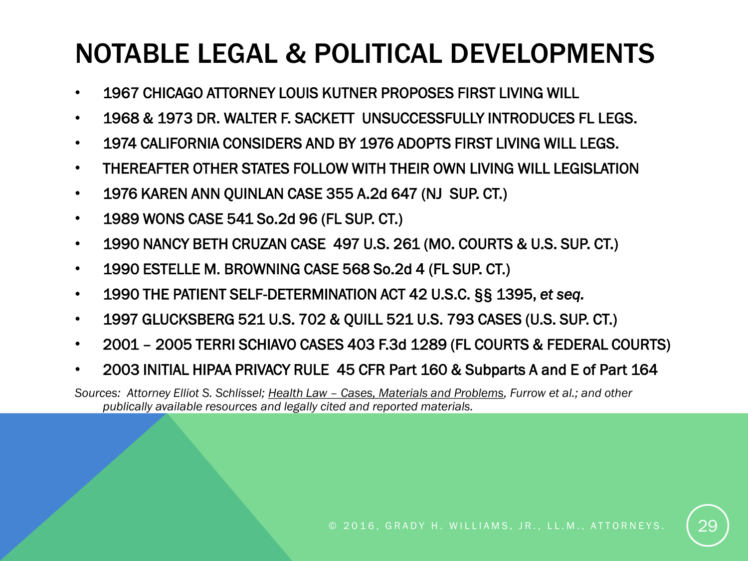# NOTABLE LEGAL & POLITICAL DEVELOPMENTS

- 1967 CHICAGO ATTORNEY LOUIS KUTNER PROPOSES FIRST LIVING WILL
- 1968 & 1973 DR. WALTER F. SACKETT UNSUCCESSFULLY INTRODUCES FL LEGS.
- 1974 CALIFORNIA CONSIDERS AND BY 1976 ADOPTS FIRST LIVING WILL LEGS.
- THEREAFTER OTHER STATES FOLLOW WITH THEIR OWN LIVING WILL LEGISLATION
- 1976 KAREN ANN QUINLAN CASE 355 A.2d 647 (NJ SUP. CT.)
- 1989 WONS CASE 541 So.2d 96 (FL SUP. CT.)
- 1990 NANCY BETH CRUZAN CASE 497 U.S. 261 (MO. COURTS & U.S. SUP. CT.)
- 1990 ESTELLE M. BROWNING CASE 568 So.2d 4 (FL SUP. CT.)
- 1990 THE PATIENT SELF-DETERMINATION ACT 42 U.S.C. §§ 1395, *et seq.*
- 1997 GLUCKSBERG 521 U.S. 702 & QUILL 521 U.S. 793 CASES (U.S. SUP. CT.)
- 2001 – 2005 TERRI SCHIAVO CASES 403 F.3d 1289 (FL COURTS & FEDERAL COURTS)
- 2003 INITIAL HIPAA PRIVACY RULE 45 CFR Part 160 & Subparts A and E of Part 164

*Sources: Attorney Elliot S. Schlissel; Health Law – Cases, Materials and Problems, Furrow et al.; and other publically available resources and legally cited and reported materials.*

© 2016, GRADY H. WILLIAMS, JR., LL.M., ATTORNEYS.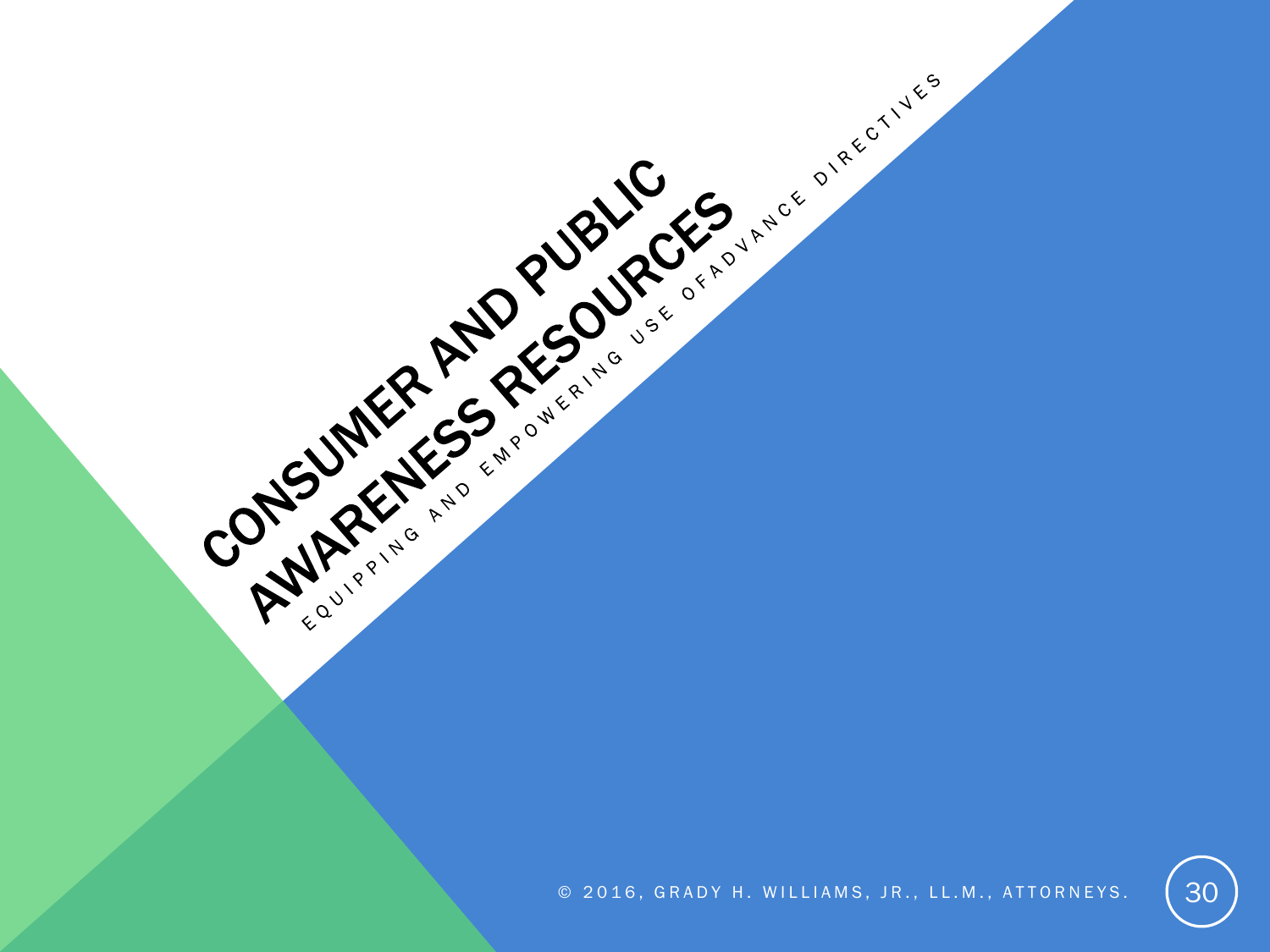# CONSUMER AND PUBLIC AWARENESS RESOURCES

EQUIPPING AND EMPOWERING USE OFADVANCE DIRECTIVES

© 2016, GRADY H. WILLIAMS, JR., LL.M., ATTORNEYS.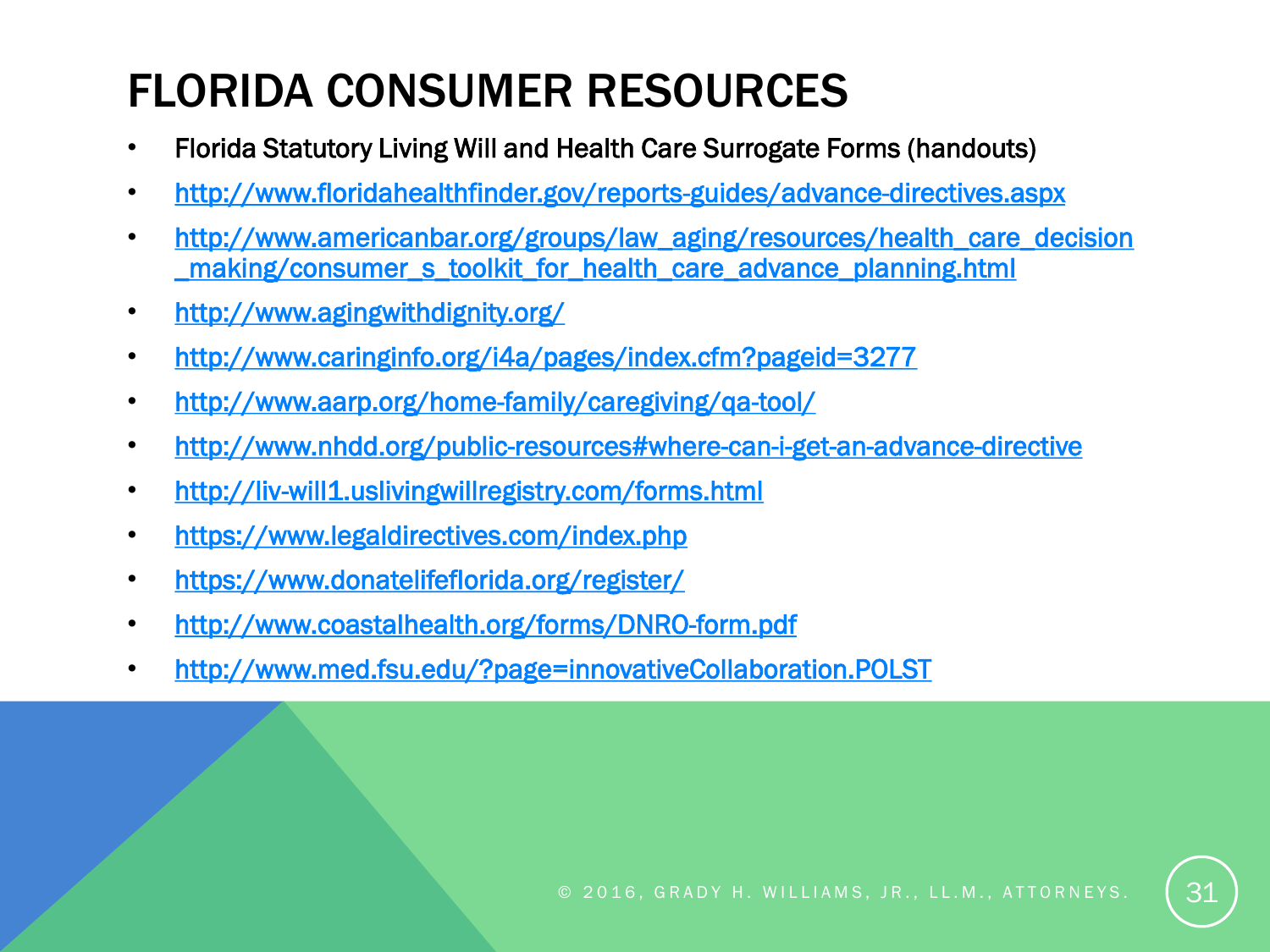# FLORIDA CONSUMER RESOURCES

- Florida Statutory Living Will and Health Care Surrogate Forms (handouts)
- http://www.floridahealthfinder.gov/reports-guides/advance-directives.aspx
- http://www.americanbar.org/groups/law_aging/resources/health_care_decision_making/consumer_s_toolkit_for_health_care_advance_planning.html
- http://www.agingwithdignity.org/
- http://www.caringinfo.org/i4a/pages/index.cfm?pageid=3277
- http://www.aarp.org/home-family/caregiving/qa-tool/
- http://www.nhdd.org/public-resources#where-can-i-get-an-advance-directive
- http://liv-will1.uslivingwillregistry.com/forms.html
- https://www.legaldirectives.com/index.php
- https://www.donatelifeflorida.org/register/
- http://www.coastalhealth.org/forms/DNRO-form.pdf
- http://www.med.fsu.edu/?page=innovativeCollaboration.POLST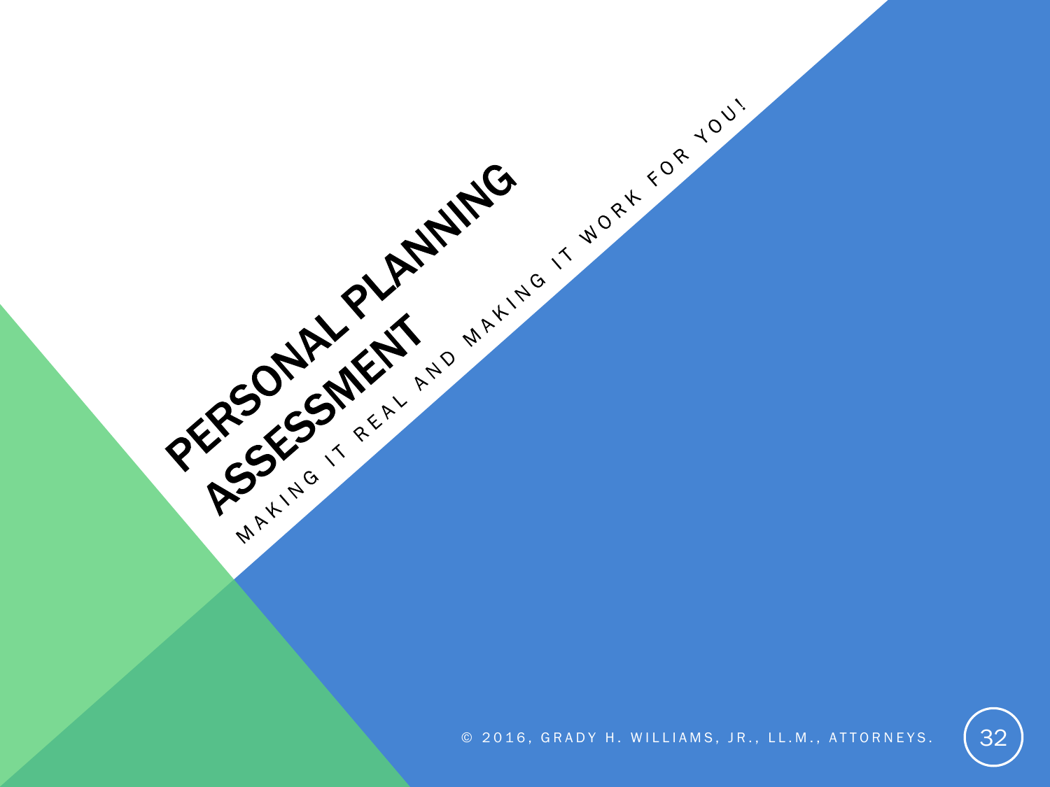# PERSONAL PLANNING ASSESSMENT

MAKING IT REAL AND MAKING IT WORK FOR YOU!

© 2016, GRADY H. WILLIAMS, JR., LL.M., ATTORNEYS.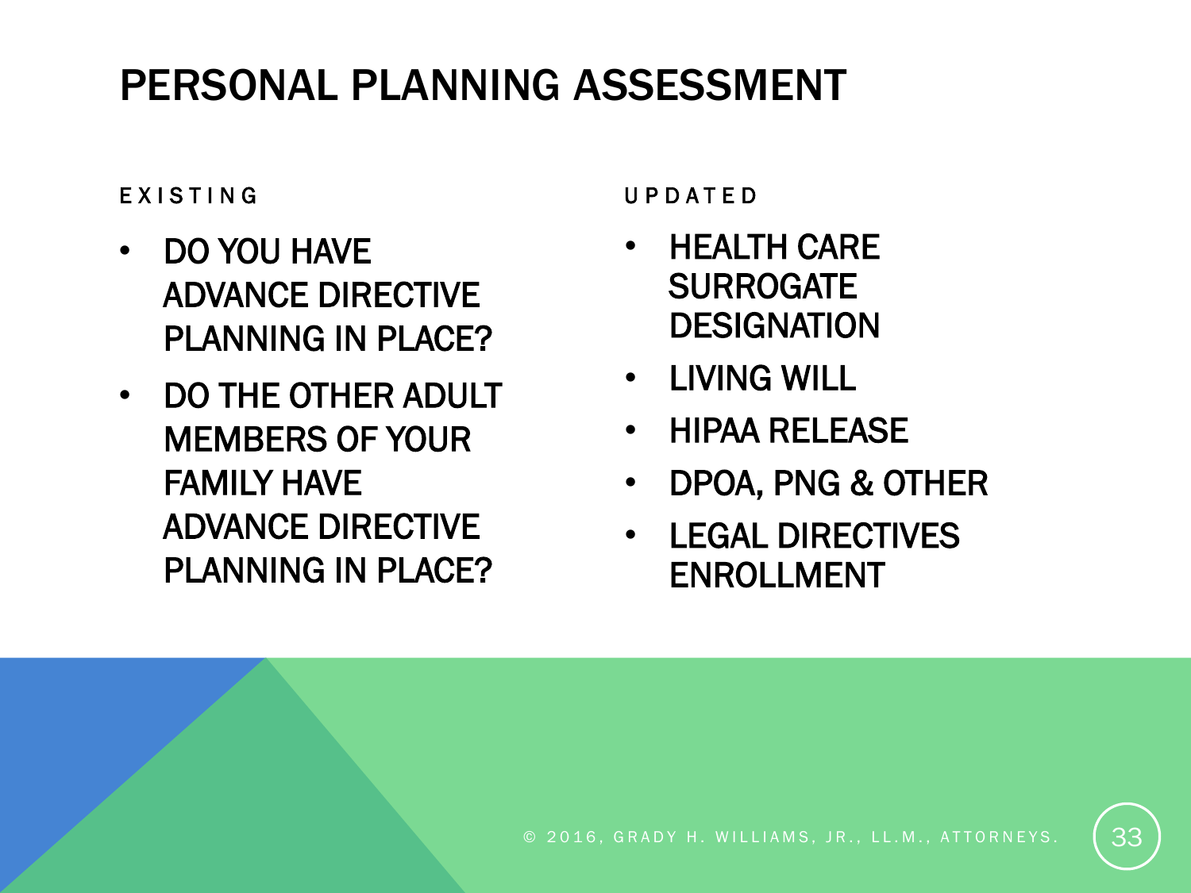# PERSONAL PLANNING ASSESSMENT

EXISTING

- DO YOU HAVE ADVANCE DIRECTIVE PLANNING IN PLACE?
- DO THE OTHER ADULT MEMBERS OF YOUR FAMILY HAVE ADVANCE DIRECTIVE PLANNING IN PLACE?

UPDATED

- HEALTH CARE SURROGATE DESIGNATION
- LIVING WILL
- HIPAA RELEASE
- DPOA, PNG & OTHER
- LEGAL DIRECTIVES ENROLLMENT

© 2016, GRADY H. WILLIAMS, JR., LL.M., ATTORNEYS.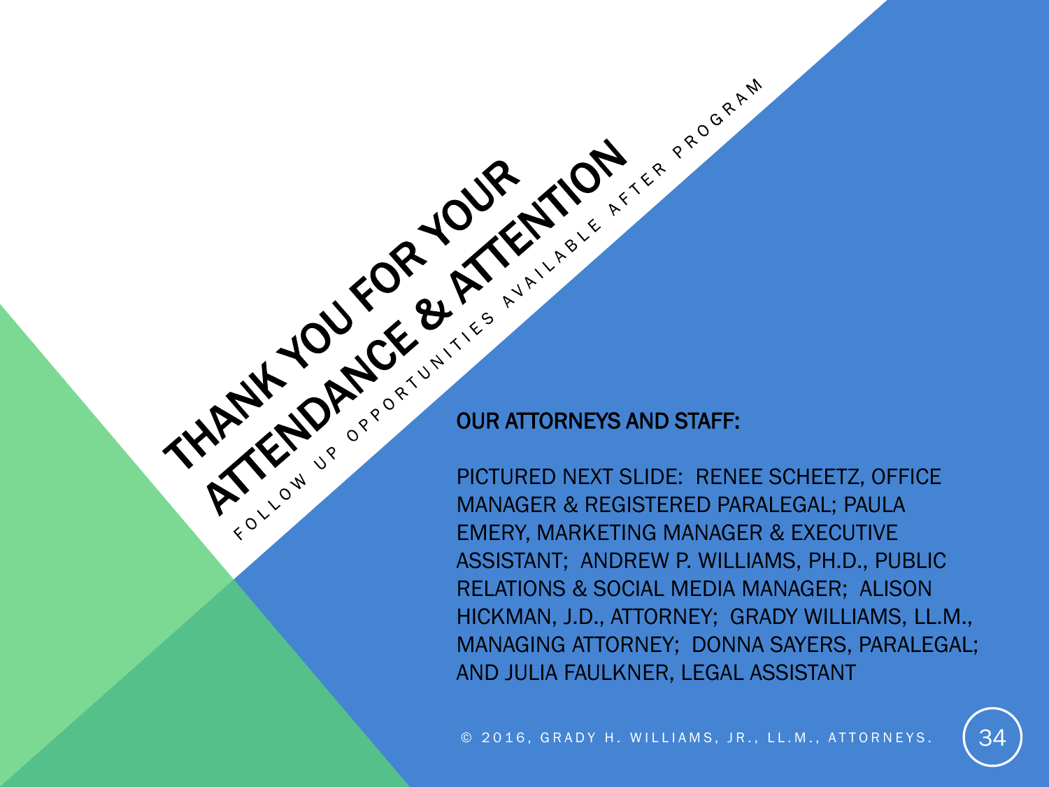# THANK YOU FOR YOUR ATTENDANCE & ATTENTION

FOLLOW UP OPPORTUNITIES AVAILABLE AFTER PROGRAM

OUR ATTORNEYS AND STAFF:

PICTURED NEXT SLIDE: RENEE SCHEETZ, OFFICE MANAGER & REGISTERED PARALEGAL; PAULA EMERY, MARKETING MANAGER & EXECUTIVE ASSISTANT; ANDREW P. WILLIAMS, PH.D., PUBLIC RELATIONS & SOCIAL MEDIA MANAGER; ALISON HICKMAN, J.D., ATTORNEY; GRADY WILLIAMS, LL.M., MANAGING ATTORNEY; DONNA SAYERS, PARALEGAL; AND JULIA FAULKNER, LEGAL ASSISTANT

© 2016, GRADY H. WILLIAMS, JR., LL.M., ATTORNEYS.